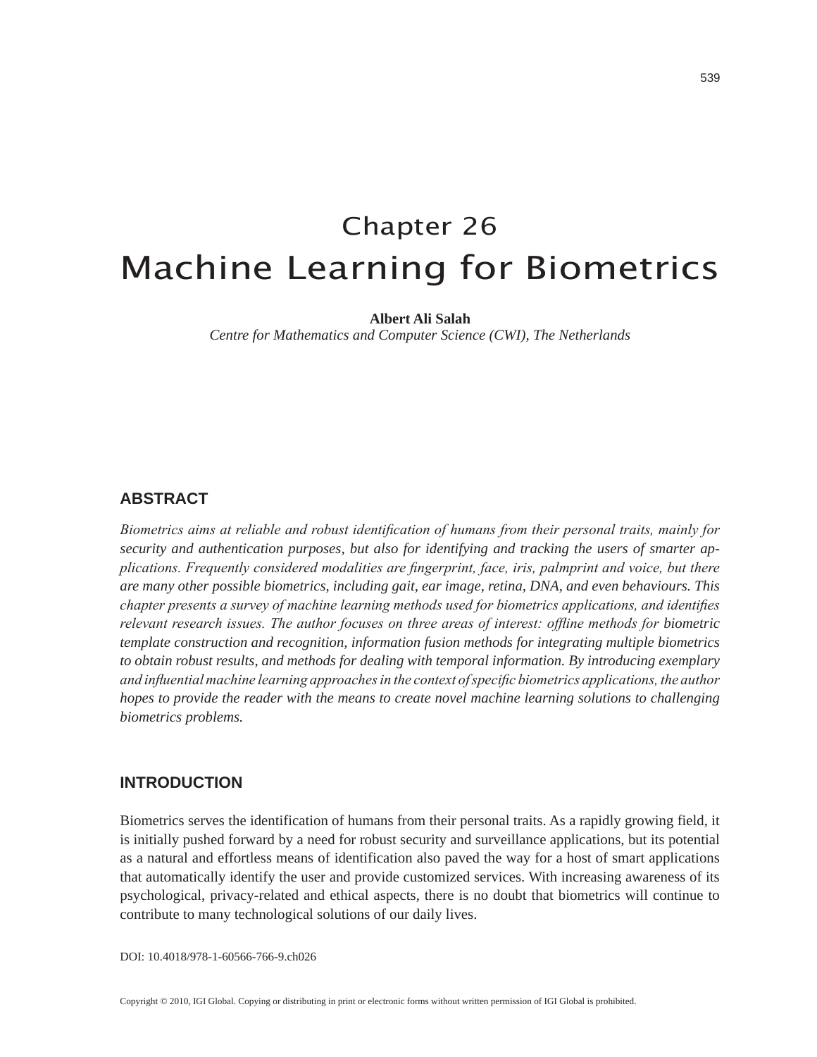# Chapter 26
# Machine Learning for Biometrics

**Albert Ali Salah**
*Centre for Mathematics and Computer Science (CWI), The Netherlands*

## ABSTRACT

*Biometrics aims at reliable and robust identification of humans from their personal traits, mainly for security and authentication purposes, but also for identifying and tracking the users of smarter applications. Frequently considered modalities are fingerprint, face, iris, palmprint and voice, but there are many other possible biometrics, including gait, ear image, retina, DNA, and even behaviours. This chapter presents a survey of machine learning methods used for biometrics applications, and identifies relevant research issues. The author focuses on three areas of interest: offline methods for biometric template construction and recognition, information fusion methods for integrating multiple biometrics to obtain robust results, and methods for dealing with temporal information. By introducing exemplary and influential machine learning approaches in the context of specific biometrics applications, the author hopes to provide the reader with the means to create novel machine learning solutions to challenging biometrics problems.*

## INTRODUCTION

Biometrics serves the identification of humans from their personal traits. As a rapidly growing field, it is initially pushed forward by a need for robust security and surveillance applications, but its potential as a natural and effortless means of identification also paved the way for a host of smart applications that automatically identify the user and provide customized services. With increasing awareness of its psychological, privacy-related and ethical aspects, there is no doubt that biometrics will continue to contribute to many technological solutions of our daily lives.

DOI: 10.4018/978-1-60566-766-9.ch026

Copyright © 2010, IGI Global. Copying or distributing in print or electronic forms without written permission of IGI Global is prohibited.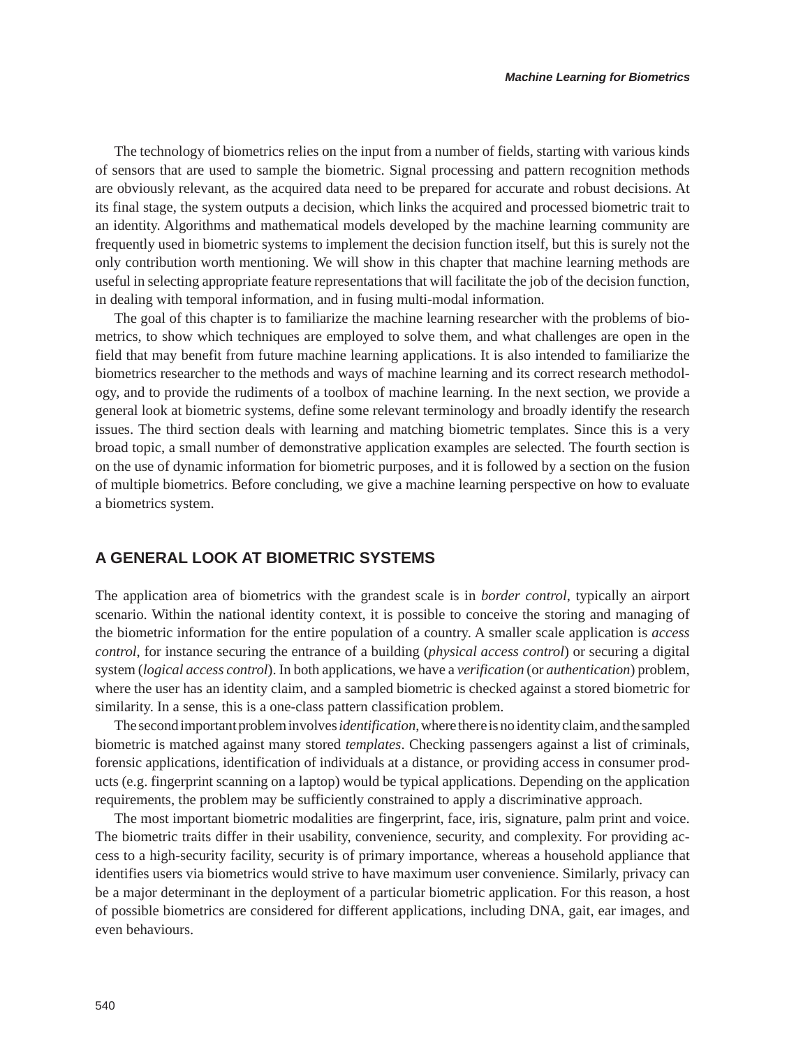The technology of biometrics relies on the input from a number of fields, starting with various kinds of sensors that are used to sample the biometric. Signal processing and pattern recognition methods are obviously relevant, as the acquired data need to be prepared for accurate and robust decisions. At its final stage, the system outputs a decision, which links the acquired and processed biometric trait to an identity. Algorithms and mathematical models developed by the machine learning community are frequently used in biometric systems to implement the decision function itself, but this is surely not the only contribution worth mentioning. We will show in this chapter that machine learning methods are useful in selecting appropriate feature representations that will facilitate the job of the decision function, in dealing with temporal information, and in fusing multi-modal information.

The goal of this chapter is to familiarize the machine learning researcher with the problems of biometrics, to show which techniques are employed to solve them, and what challenges are open in the field that may benefit from future machine learning applications. It is also intended to familiarize the biometrics researcher to the methods and ways of machine learning and its correct research methodology, and to provide the rudiments of a toolbox of machine learning. In the next section, we provide a general look at biometric systems, define some relevant terminology and broadly identify the research issues. The third section deals with learning and matching biometric templates. Since this is a very broad topic, a small number of demonstrative application examples are selected. The fourth section is on the use of dynamic information for biometric purposes, and it is followed by a section on the fusion of multiple biometrics. Before concluding, we give a machine learning perspective on how to evaluate a biometrics system.

## A GENERAL LOOK AT BIOMETRIC SYSTEMS

The application area of biometrics with the grandest scale is in *border control*, typically an airport scenario. Within the national identity context, it is possible to conceive the storing and managing of the biometric information for the entire population of a country. A smaller scale application is *access control*, for instance securing the entrance of a building (*physical access control*) or securing a digital system (*logical access control*). In both applications, we have a *verification* (or *authentication*) problem, where the user has an identity claim, and a sampled biometric is checked against a stored biometric for similarity. In a sense, this is a one-class pattern classification problem.

The second important problem involves *identification*, where there is no identity claim, and the sampled biometric is matched against many stored *templates*. Checking passengers against a list of criminals, forensic applications, identification of individuals at a distance, or providing access in consumer products (e.g. fingerprint scanning on a laptop) would be typical applications. Depending on the application requirements, the problem may be sufficiently constrained to apply a discriminative approach.

The most important biometric modalities are fingerprint, face, iris, signature, palm print and voice. The biometric traits differ in their usability, convenience, security, and complexity. For providing access to a high-security facility, security is of primary importance, whereas a household appliance that identifies users via biometrics would strive to have maximum user convenience. Similarly, privacy can be a major determinant in the deployment of a particular biometric application. For this reason, a host of possible biometrics are considered for different applications, including DNA, gait, ear images, and even behaviours.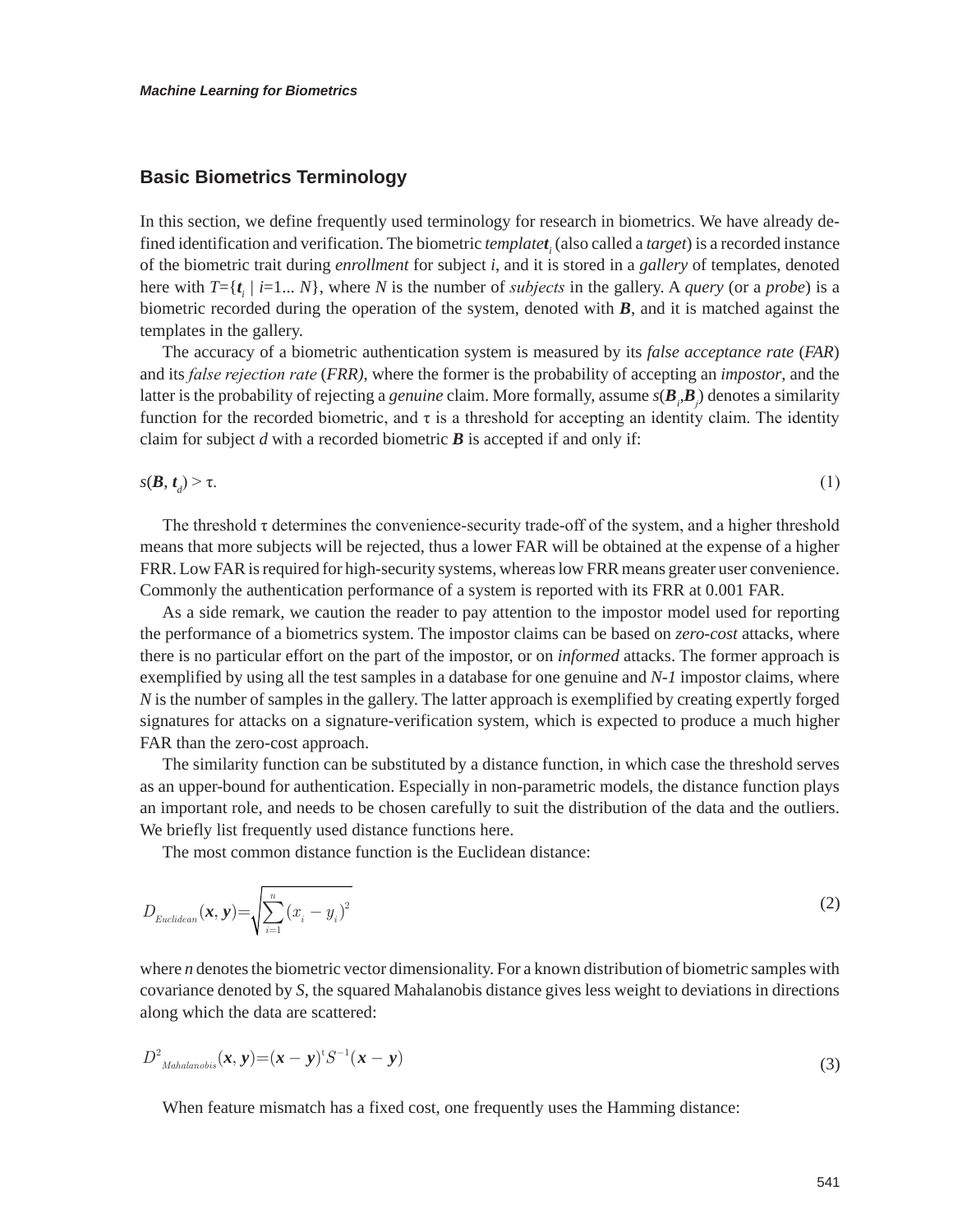## Basic Biometrics Terminology

In this section, we define frequently used terminology for research in biometrics. We have already defined identification and verification. The biometric *template* $\boldsymbol{t}_i$ (also called a *target*) is a recorded instance of the biometric trait during *enrollment* for subject *i*, and it is stored in a *gallery* of templates, denoted here with $T=\{\boldsymbol{t}_i \mid i=1... N\}$, where *N* is the number of *subjects* in the gallery. A *query* (or a *probe*) is a biometric recorded during the operation of the system, denoted with $\boldsymbol{B}$, and it is matched against the templates in the gallery.

The accuracy of a biometric authentication system is measured by its *false acceptance rate* (*FAR*) and its *false rejection rate* (*FRR)*, where the former is the probability of accepting an *impostor*, and the latter is the probability of rejecting a *genuine* claim. More formally, assume $s(\boldsymbol{B}_i,\boldsymbol{B}_j)$ denotes a similarity function for the recorded biometric, and $\tau$ is a threshold for accepting an identity claim. The identity claim for subject *d* with a recorded biometric $\boldsymbol{B}$ is accepted if and only if:

$$s(\boldsymbol{B}, \boldsymbol{t}_d) > \tau. \tag{1}$$

The threshold $\tau$ determines the convenience-security trade-off of the system, and a higher threshold means that more subjects will be rejected, thus a lower FAR will be obtained at the expense of a higher FRR. Low FAR is required for high-security systems, whereas low FRR means greater user convenience. Commonly the authentication performance of a system is reported with its FRR at 0.001 FAR.

As a side remark, we caution the reader to pay attention to the impostor model used for reporting the performance of a biometrics system. The impostor claims can be based on *zero-cost* attacks, where there is no particular effort on the part of the impostor, or on *informed* attacks. The former approach is exemplified by using all the test samples in a database for one genuine and *N-1* impostor claims, where *N* is the number of samples in the gallery. The latter approach is exemplified by creating expertly forged signatures for attacks on a signature-verification system, which is expected to produce a much higher FAR than the zero-cost approach.

The similarity function can be substituted by a distance function, in which case the threshold serves as an upper-bound for authentication. Especially in non-parametric models, the distance function plays an important role, and needs to be chosen carefully to suit the distribution of the data and the outliers. We briefly list frequently used distance functions here.

The most common distance function is the Euclidean distance:

$$D_{Euclidean}(\boldsymbol{x}, \boldsymbol{y})=\sqrt{\sum_{i=1}^{n}(x_i - y_i)^2} \tag{2}$$

where *n* denotes the biometric vector dimensionality. For a known distribution of biometric samples with covariance denoted by *S*, the squared Mahalanobis distance gives less weight to deviations in directions along which the data are scattered:

$$D^2_{Mahalanobis}(\boldsymbol{x}, \boldsymbol{y})=(\boldsymbol{x}-\boldsymbol{y})^{t}S^{-1}(\boldsymbol{x}-\boldsymbol{y}) \tag{3}$$

When feature mismatch has a fixed cost, one frequently uses the Hamming distance: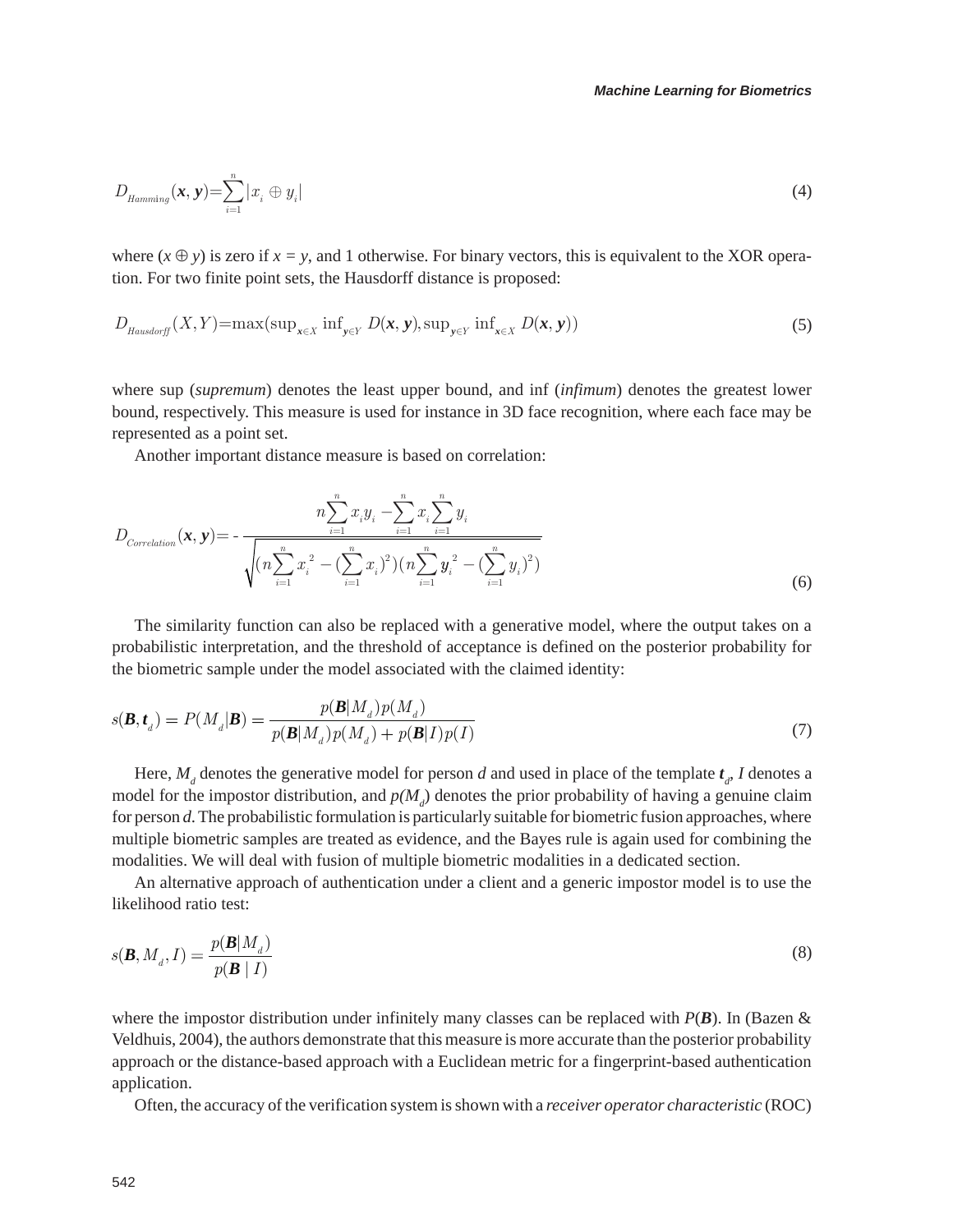$$D_{Hamming}(\boldsymbol{x}, \boldsymbol{y}) = \sum_{i=1}^{n} |x_i \oplus y_i| \tag{4}$$

where $(x \oplus y)$ is zero if $x = y$, and 1 otherwise. For binary vectors, this is equivalent to the XOR operation. For two finite point sets, the Hausdorff distance is proposed:

$$D_{Hausdorff}(X, Y) = \max(\sup_{\boldsymbol{x} \in X} \inf_{\boldsymbol{y} \in Y} D(\boldsymbol{x}, \boldsymbol{y}), \sup_{\boldsymbol{y} \in Y} \inf_{\boldsymbol{x} \in X} D(\boldsymbol{x}, \boldsymbol{y})) \tag{5}$$

where sup (*supremum*) denotes the least upper bound, and inf (*infimum*) denotes the greatest lower bound, respectively. This measure is used for instance in 3D face recognition, where each face may be represented as a point set.

Another important distance measure is based on correlation:

$$D_{Correlation}(\boldsymbol{x}, \boldsymbol{y}) = - \frac{n\sum_{i=1}^{n} x_i y_i - \sum_{i=1}^{n} x_i \sum_{i=1}^{n} y_i}{\sqrt{(n\sum_{i=1}^{n} x_i^2 - (\sum_{i=1}^{n} x_i)^2)(n\sum_{i=1}^{n} \boldsymbol{y}_i^2 - (\sum_{i=1}^{n} y_i)^2)}} \tag{6}$$

The similarity function can also be replaced with a generative model, where the output takes on a probabilistic interpretation, and the threshold of acceptance is defined on the posterior probability for the biometric sample under the model associated with the claimed identity:

$$s(\boldsymbol{B}, \boldsymbol{t}_d) = P(M_d | \boldsymbol{B}) = \frac{p(\boldsymbol{B}|M_d)p(M_d)}{p(\boldsymbol{B}|M_d)p(M_d) + p(\boldsymbol{B}|I)p(I)} \tag{7}$$

Here, $M_d$ denotes the generative model for person $d$ and used in place of the template $\boldsymbol{t}_d$, $I$ denotes a model for the impostor distribution, and $p(M_d)$ denotes the prior probability of having a genuine claim for person $d$. The probabilistic formulation is particularly suitable for biometric fusion approaches, where multiple biometric samples are treated as evidence, and the Bayes rule is again used for combining the modalities. We will deal with fusion of multiple biometric modalities in a dedicated section.

An alternative approach of authentication under a client and a generic impostor model is to use the likelihood ratio test:

$$s(\boldsymbol{B}, M_d, I) = \frac{p(\boldsymbol{B}|M_d)}{p(\boldsymbol{B} \mid I)} \tag{8}$$

where the impostor distribution under infinitely many classes can be replaced with $P(\boldsymbol{B})$. In (Bazen & Veldhuis, 2004), the authors demonstrate that this measure is more accurate than the posterior probability approach or the distance-based approach with a Euclidean metric for a fingerprint-based authentication application.

Often, the accuracy of the verification system is shown with a *receiver operator characteristic* (ROC)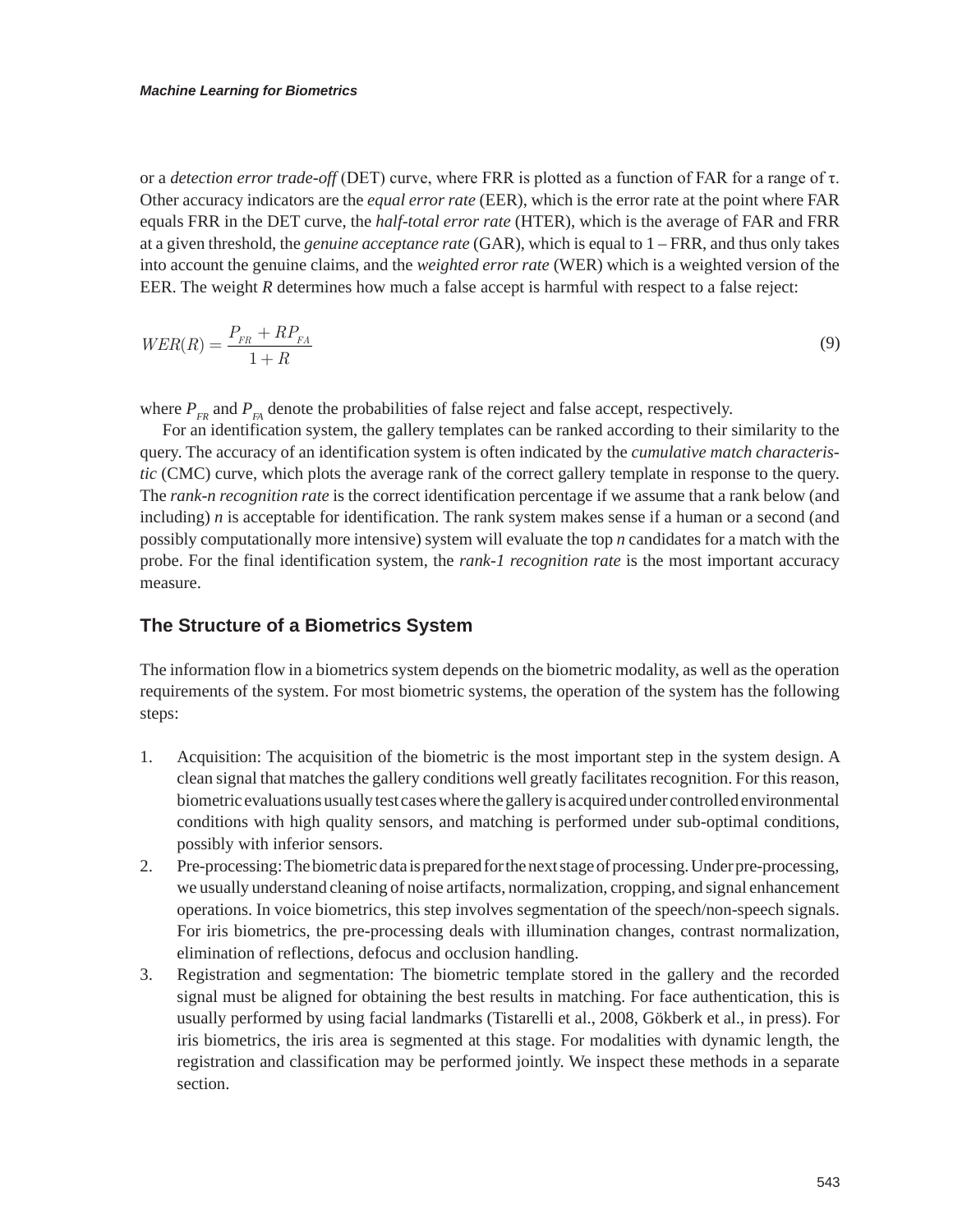or a *detection error trade-off* (DET) curve, where FRR is plotted as a function of FAR for a range of τ. Other accuracy indicators are the *equal error rate* (EER), which is the error rate at the point where FAR equals FRR in the DET curve, the *half-total error rate* (HTER), which is the average of FAR and FRR at a given threshold, the *genuine acceptance rate* (GAR), which is equal to 1 – FRR, and thus only takes into account the genuine claims, and the *weighted error rate* (WER) which is a weighted version of the EER. The weight *R* determines how much a false accept is harmful with respect to a false reject:

$$WER(R) = \frac{P_{FR} + RP_{FA}}{1+R} \tag{9}$$

where $P_{FR}$ and $P_{FA}$ denote the probabilities of false reject and false accept, respectively.

For an identification system, the gallery templates can be ranked according to their similarity to the query. The accuracy of an identification system is often indicated by the *cumulative match characteristic* (CMC) curve, which plots the average rank of the correct gallery template in response to the query. The *rank-n recognition rate* is the correct identification percentage if we assume that a rank below (and including) *n* is acceptable for identification. The rank system makes sense if a human or a second (and possibly computationally more intensive) system will evaluate the top *n* candidates for a match with the probe. For the final identification system, the *rank-1 recognition rate* is the most important accuracy measure.

## The Structure of a Biometrics System

The information flow in a biometrics system depends on the biometric modality, as well as the operation requirements of the system. For most biometric systems, the operation of the system has the following steps:

1. Acquisition: The acquisition of the biometric is the most important step in the system design. A clean signal that matches the gallery conditions well greatly facilitates recognition. For this reason, biometric evaluations usually test cases where the gallery is acquired under controlled environmental conditions with high quality sensors, and matching is performed under sub-optimal conditions, possibly with inferior sensors.
2. Pre-processing: The biometric data is prepared for the next stage of processing. Under pre-processing, we usually understand cleaning of noise artifacts, normalization, cropping, and signal enhancement operations. In voice biometrics, this step involves segmentation of the speech/non-speech signals. For iris biometrics, the pre-processing deals with illumination changes, contrast normalization, elimination of reflections, defocus and occlusion handling.
3. Registration and segmentation: The biometric template stored in the gallery and the recorded signal must be aligned for obtaining the best results in matching. For face authentication, this is usually performed by using facial landmarks (Tistarelli et al., 2008, Gökberk et al., in press). For iris biometrics, the iris area is segmented at this stage. For modalities with dynamic length, the registration and classification may be performed jointly. We inspect these methods in a separate section.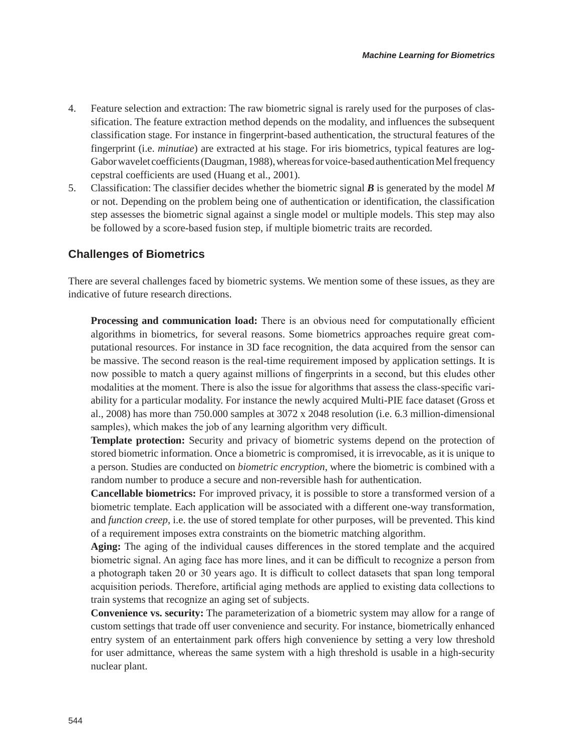4. Feature selection and extraction: The raw biometric signal is rarely used for the purposes of classification. The feature extraction method depends on the modality, and influences the subsequent classification stage. For instance in fingerprint-based authentication, the structural features of the fingerprint (i.e. *minutiae*) are extracted at his stage. For iris biometrics, typical features are log-Gabor wavelet coefficients (Daugman, 1988), whereas for voice-based authentication Mel frequency cepstral coefficients are used (Huang et al., 2001).
5. Classification: The classifier decides whether the biometric signal $\boldsymbol{B}$ is generated by the model $M$ or not. Depending on the problem being one of authentication or identification, the classification step assesses the biometric signal against a single model or multiple models. This step may also be followed by a score-based fusion step, if multiple biometric traits are recorded.

## Challenges of Biometrics

There are several challenges faced by biometric systems. We mention some of these issues, as they are indicative of future research directions.

**Processing and communication load:** There is an obvious need for computationally efficient algorithms in biometrics, for several reasons. Some biometrics approaches require great computational resources. For instance in 3D face recognition, the data acquired from the sensor can be massive. The second reason is the real-time requirement imposed by application settings. It is now possible to match a query against millions of fingerprints in a second, but this eludes other modalities at the moment. There is also the issue for algorithms that assess the class-specific variability for a particular modality. For instance the newly acquired Multi-PIE face dataset (Gross et al., 2008) has more than 750.000 samples at 3072 x 2048 resolution (i.e. 6.3 million-dimensional samples), which makes the job of any learning algorithm very difficult.

**Template protection:** Security and privacy of biometric systems depend on the protection of stored biometric information. Once a biometric is compromised, it is irrevocable, as it is unique to a person. Studies are conducted on *biometric encryption*, where the biometric is combined with a random number to produce a secure and non-reversible hash for authentication.

**Cancellable biometrics:** For improved privacy, it is possible to store a transformed version of a biometric template. Each application will be associated with a different one-way transformation, and *function creep*, i.e. the use of stored template for other purposes, will be prevented. This kind of a requirement imposes extra constraints on the biometric matching algorithm.

**Aging:** The aging of the individual causes differences in the stored template and the acquired biometric signal. An aging face has more lines, and it can be difficult to recognize a person from a photograph taken 20 or 30 years ago. It is difficult to collect datasets that span long temporal acquisition periods. Therefore, artificial aging methods are applied to existing data collections to train systems that recognize an aging set of subjects.

**Convenience vs. security:** The parameterization of a biometric system may allow for a range of custom settings that trade off user convenience and security. For instance, biometrically enhanced entry system of an entertainment park offers high convenience by setting a very low threshold for user admittance, whereas the same system with a high threshold is usable in a high-security nuclear plant.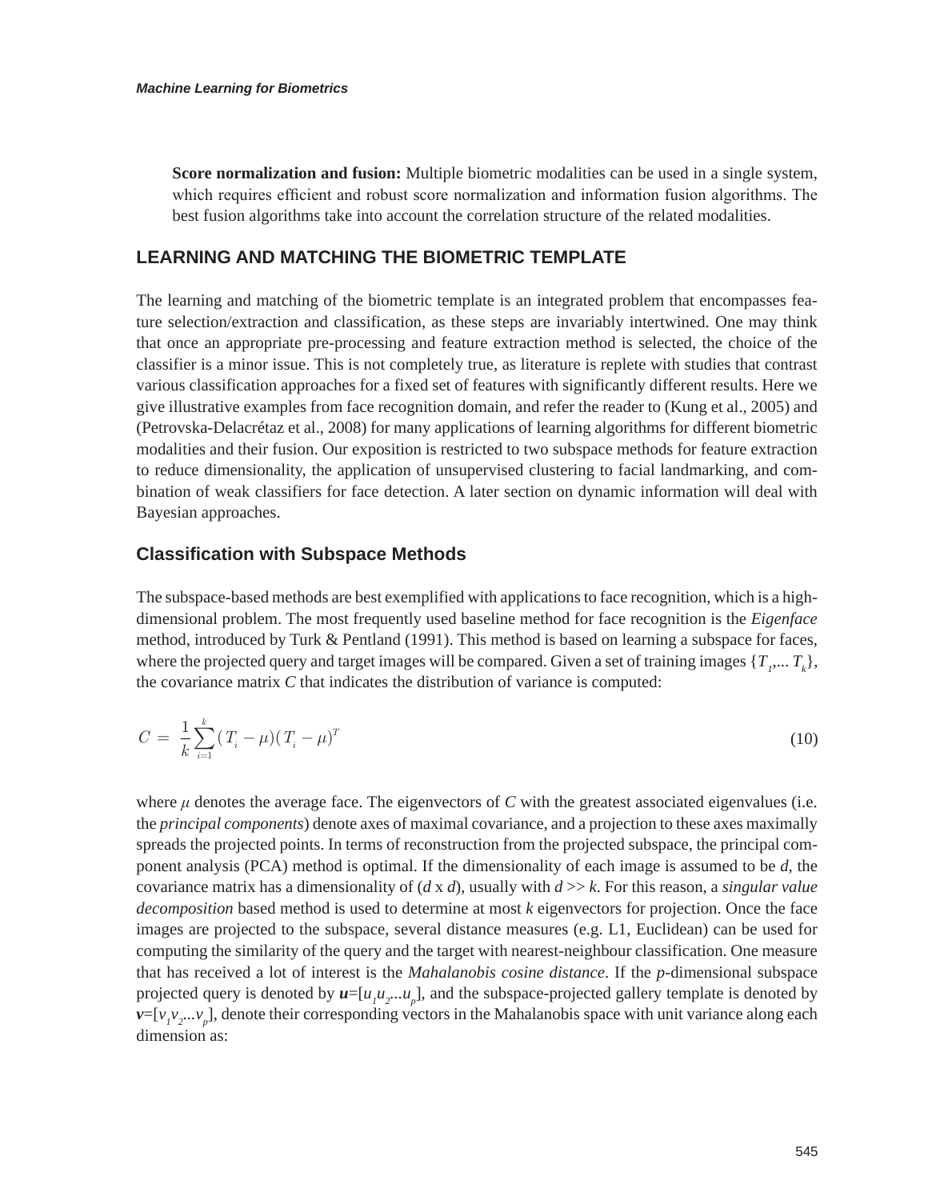**Score normalization and fusion:** Multiple biometric modalities can be used in a single system, which requires efficient and robust score normalization and information fusion algorithms. The best fusion algorithms take into account the correlation structure of the related modalities.

## LEARNING AND MATCHING THE BIOMETRIC TEMPLATE

The learning and matching of the biometric template is an integrated problem that encompasses feature selection/extraction and classification, as these steps are invariably intertwined. One may think that once an appropriate pre-processing and feature extraction method is selected, the choice of the classifier is a minor issue. This is not completely true, as literature is replete with studies that contrast various classification approaches for a fixed set of features with significantly different results. Here we give illustrative examples from face recognition domain, and refer the reader to (Kung et al., 2005) and (Petrovska-Delacrétaz et al., 2008) for many applications of learning algorithms for different biometric modalities and their fusion. Our exposition is restricted to two subspace methods for feature extraction to reduce dimensionality, the application of unsupervised clustering to facial landmarking, and combination of weak classifiers for face detection. A later section on dynamic information will deal with Bayesian approaches.

### Classification with Subspace Methods

The subspace-based methods are best exemplified with applications to face recognition, which is a high-dimensional problem. The most frequently used baseline method for face recognition is the *Eigenface* method, introduced by Turk & Pentland (1991). This method is based on learning a subspace for faces, where the projected query and target images will be compared. Given a set of training images $\{T_1,... T_k\}$, the covariance matrix $C$ that indicates the distribution of variance is computed:

$$C = \frac{1}{k}\sum_{i=1}^{k}(T_i - \mu)(T_i - \mu)^T \tag{10}$$

where $\mu$ denotes the average face. The eigenvectors of $C$ with the greatest associated eigenvalues (i.e. the *principal components*) denote axes of maximal covariance, and a projection to these axes maximally spreads the projected points. In terms of reconstruction from the projected subspace, the principal component analysis (PCA) method is optimal. If the dimensionality of each image is assumed to be $d$, the covariance matrix has a dimensionality of ($d$ x $d$), usually with $d >> k$. For this reason, a *singular value decomposition* based method is used to determine at most $k$ eigenvectors for projection. Once the face images are projected to the subspace, several distance measures (e.g. L1, Euclidean) can be used for computing the similarity of the query and the target with nearest-neighbour classification. One measure that has received a lot of interest is the *Mahalanobis cosine distance*. If the $p$-dimensional subspace projected query is denoted by $\boldsymbol{u}=[u_1 u_2 ... u_p]$, and the subspace-projected gallery template is denoted by $\boldsymbol{v}=[v_1 v_2 ... v_p]$, denote their corresponding vectors in the Mahalanobis space with unit variance along each dimension as: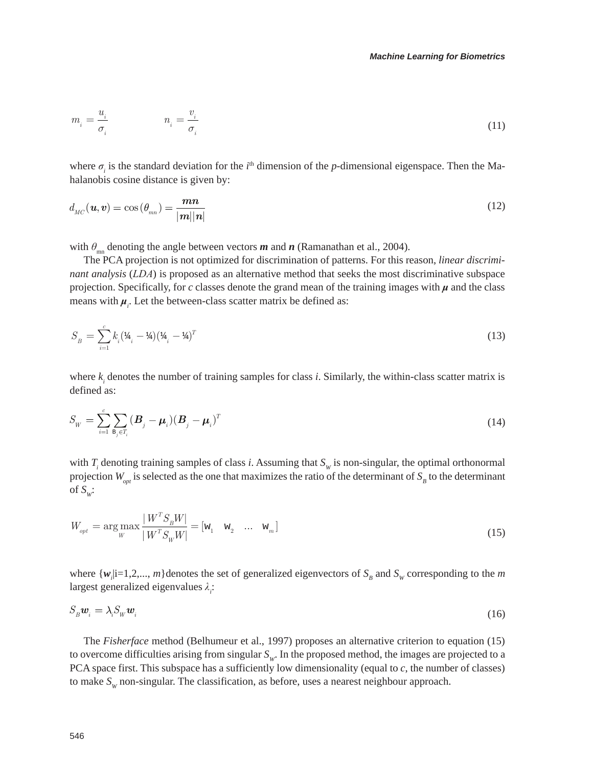$$m_i = \frac{u_i}{\sigma_i} \qquad\qquad n_i = \frac{v_i}{\sigma_i} \tag{11}$$

where $\sigma_i$ is the standard deviation for the $i^{\text{th}}$ dimension of the $p$-dimensional eigenspace. Then the Mahalanobis cosine distance is given by:

$$d_{MC}(\boldsymbol{u}, \boldsymbol{v}) = \cos(\theta_{mn}) = \frac{\boldsymbol{mn}}{|\boldsymbol{m}||\boldsymbol{n}|} \tag{12}$$

with $\theta_{mn}$ denoting the angle between vectors $\boldsymbol{m}$ and $\boldsymbol{n}$ (Ramanathan et al., 2004).

The PCA projection is not optimized for discrimination of patterns. For this reason, *linear discriminant analysis* (*LDA*) is proposed as an alternative method that seeks the most discriminative subspace projection. Specifically, for $c$ classes denote the grand mean of the training images with $\boldsymbol{\mu}$ and the class means with $\boldsymbol{\mu}_i$. Let the between-class scatter matrix be defined as:

$$S_B = \sum_{i=1}^{c} k_i (\boldsymbol{\mu}_i - \boldsymbol{\mu})(\boldsymbol{\mu}_i - \boldsymbol{\mu})^T \tag{13}$$

where $k_i$ denotes the number of training samples for class $i$. Similarly, the within-class scatter matrix is defined as:

$$S_W = \sum_{i=1}^{c} \sum_{\mathsf{B}_j \in T_i} (\boldsymbol{B}_j - \boldsymbol{\mu}_i)(\boldsymbol{B}_j - \boldsymbol{\mu}_i)^T \tag{14}$$

with $T_i$ denoting training samples of class $i$. Assuming that $S_W$ is non-singular, the optimal orthonormal projection $W_{opt}$ is selected as the one that maximizes the ratio of the determinant of $S_B$ to the determinant of $S_W$:

$$W_{opt} = \arg\max_{W} \frac{|W^T S_B W|}{|W^T S_W W|} = [\mathtt{w}_1 \quad \mathtt{w}_2 \quad \ldots \quad \mathtt{w}_m] \tag{15}$$

where $\{\boldsymbol{w}_i | i=1,2,..., m\}$ denotes the set of generalized eigenvectors of $S_B$ and $S_W$ corresponding to the $m$ largest generalized eigenvalues $\lambda_i$:

$$S_B \boldsymbol{w}_i = \lambda_i S_W \boldsymbol{w}_i \tag{16}$$

The *Fisherface* method (Belhumeur et al., 1997) proposes an alternative criterion to equation (15) to overcome difficulties arising from singular $S_W$. In the proposed method, the images are projected to a PCA space first. This subspace has a sufficiently low dimensionality (equal to $c$, the number of classes) to make $S_W$ non-singular. The classification, as before, uses a nearest neighbour approach.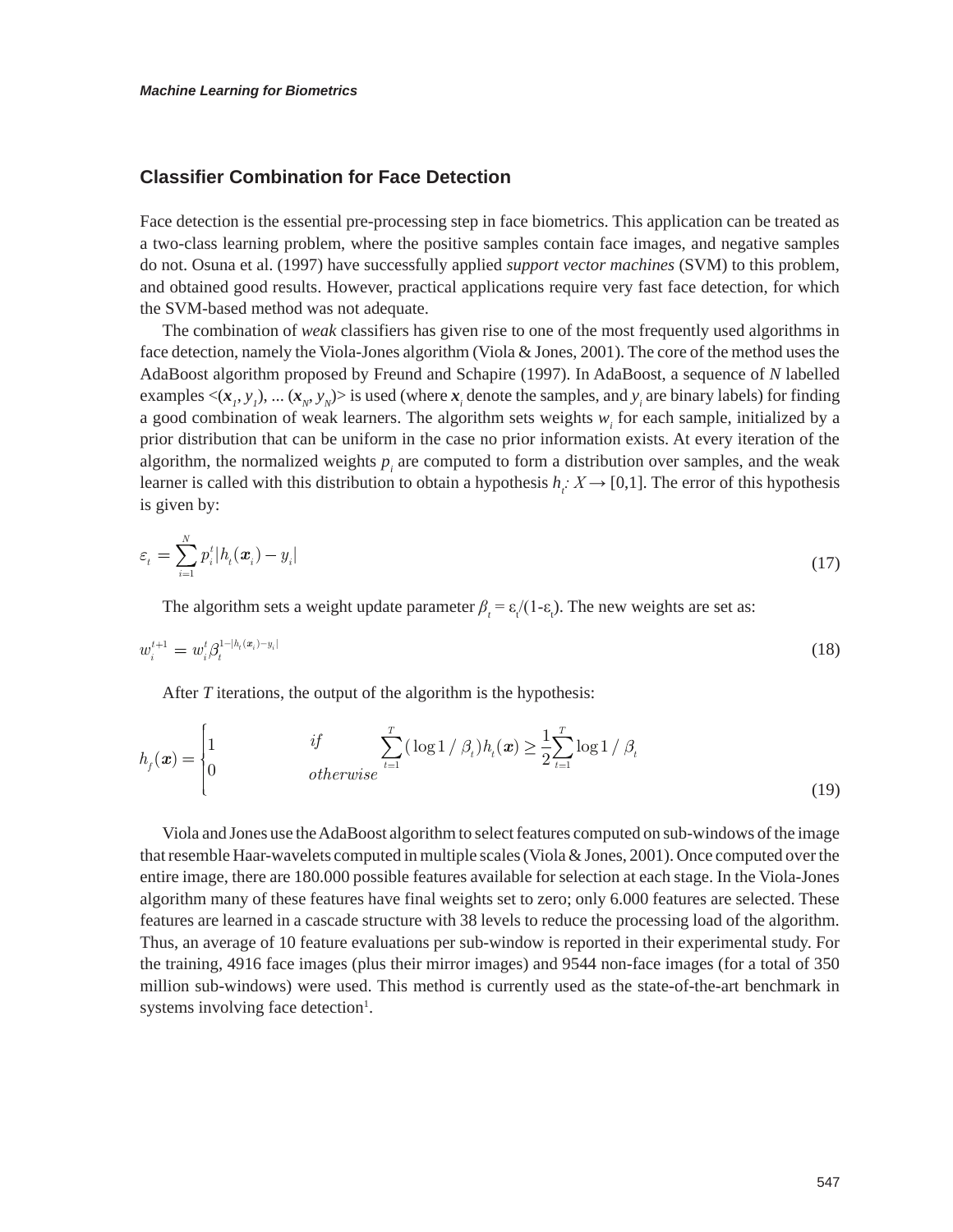## Classifier Combination for Face Detection

Face detection is the essential pre-processing step in face biometrics. This application can be treated as a two-class learning problem, where the positive samples contain face images, and negative samples do not. Osuna et al. (1997) have successfully applied *support vector machines* (SVM) to this problem, and obtained good results. However, practical applications require very fast face detection, for which the SVM-based method was not adequate.

The combination of *weak* classifiers has given rise to one of the most frequently used algorithms in face detection, namely the Viola-Jones algorithm (Viola & Jones, 2001). The core of the method uses the AdaBoost algorithm proposed by Freund and Schapire (1997). In AdaBoost, a sequence of $N$ labelled examples <($\boldsymbol{x}_1, y_1$), ... ($\boldsymbol{x}_N, y_N$)> is used (where $\boldsymbol{x}_i$ denote the samples, and $y_i$ are binary labels) for finding a good combination of weak learners. The algorithm sets weights $w_i$ for each sample, initialized by a prior distribution that can be uniform in the case no prior information exists. At every iteration of the algorithm, the normalized weights $p_i$ are computed to form a distribution over samples, and the weak learner is called with this distribution to obtain a hypothesis $h_t: X \rightarrow [0,1]$. The error of this hypothesis is given by:

$$\varepsilon_t = \sum_{i=1}^{N} p_i^t |h_t(\boldsymbol{x}_i) - y_i| \tag{17}$$

The algorithm sets a weight update parameter $\beta_t = \varepsilon_t/(1-\varepsilon_t)$. The new weights are set as:

$$w_i^{t+1} = w_i^t \beta_t^{1-|h_t(\boldsymbol{x}_i)-y_i|} \tag{18}$$

After $T$ iterations, the output of the algorithm is the hypothesis:

$$h_f(\boldsymbol{x}) = \begin{cases} 1 & if \quad \sum_{t=1}^{T} (\log 1/\beta_t) h_t(\boldsymbol{x}) \geq \frac{1}{2} \sum_{t=1}^{T} \log 1/\beta_t \\ 0 & otherwise \end{cases} \tag{19}$$

Viola and Jones use the AdaBoost algorithm to select features computed on sub-windows of the image that resemble Haar-wavelets computed in multiple scales (Viola & Jones, 2001). Once computed over the entire image, there are 180.000 possible features available for selection at each stage. In the Viola-Jones algorithm many of these features have final weights set to zero; only 6.000 features are selected. These features are learned in a cascade structure with 38 levels to reduce the processing load of the algorithm. Thus, an average of 10 feature evaluations per sub-window is reported in their experimental study. For the training, 4916 face images (plus their mirror images) and 9544 non-face images (for a total of 350 million sub-windows) were used. This method is currently used as the state-of-the-art benchmark in systems involving face detection[1].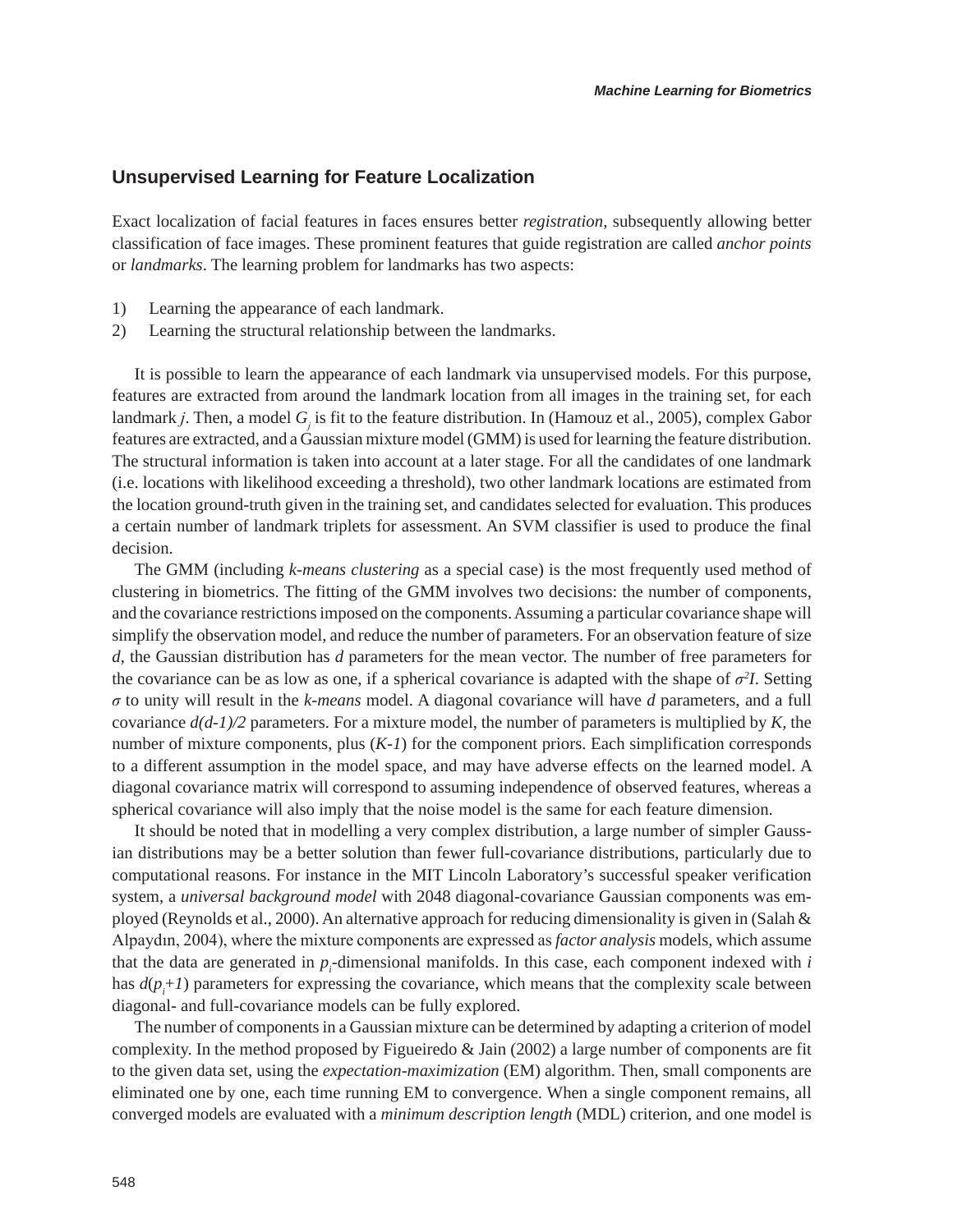## Unsupervised Learning for Feature Localization

Exact localization of facial features in faces ensures better *registration*, subsequently allowing better classification of face images. These prominent features that guide registration are called *anchor points* or *landmarks*. The learning problem for landmarks has two aspects:

1) Learning the appearance of each landmark.
2) Learning the structural relationship between the landmarks.

It is possible to learn the appearance of each landmark via unsupervised models. For this purpose, features are extracted from around the landmark location from all images in the training set, for each landmark $j$. Then, a model $G_j$ is fit to the feature distribution. In (Hamouz et al., 2005), complex Gabor features are extracted, and a Gaussian mixture model (GMM) is used for learning the feature distribution. The structural information is taken into account at a later stage. For all the candidates of one landmark (i.e. locations with likelihood exceeding a threshold), two other landmark locations are estimated from the location ground-truth given in the training set, and candidates selected for evaluation. This produces a certain number of landmark triplets for assessment. An SVM classifier is used to produce the final decision.

The GMM (including *k-means clustering* as a special case) is the most frequently used method of clustering in biometrics. The fitting of the GMM involves two decisions: the number of components, and the covariance restrictions imposed on the components. Assuming a particular covariance shape will simplify the observation model, and reduce the number of parameters. For an observation feature of size $d$, the Gaussian distribution has $d$ parameters for the mean vector. The number of free parameters for the covariance can be as low as one, if a spherical covariance is adapted with the shape of $\sigma^2 I$. Setting $\sigma$ to unity will result in the *k-means* model. A diagonal covariance will have $d$ parameters, and a full covariance $d(d-1)/2$ parameters. For a mixture model, the number of parameters is multiplied by $K$, the number of mixture components, plus ($K-1$) for the component priors. Each simplification corresponds to a different assumption in the model space, and may have adverse effects on the learned model. A diagonal covariance matrix will correspond to assuming independence of observed features, whereas a spherical covariance will also imply that the noise model is the same for each feature dimension.

It should be noted that in modelling a very complex distribution, a large number of simpler Gaussian distributions may be a better solution than fewer full-covariance distributions, particularly due to computational reasons. For instance in the MIT Lincoln Laboratory's successful speaker verification system, a *universal background model* with 2048 diagonal-covariance Gaussian components was employed (Reynolds et al., 2000). An alternative approach for reducing dimensionality is given in (Salah & Alpaydın, 2004), where the mixture components are expressed as *factor analysis* models, which assume that the data are generated in $p_i$-dimensional manifolds. In this case, each component indexed with $i$ has $d(p_i+1)$ parameters for expressing the covariance, which means that the complexity scale between diagonal- and full-covariance models can be fully explored.

The number of components in a Gaussian mixture can be determined by adapting a criterion of model complexity. In the method proposed by Figueiredo & Jain (2002) a large number of components are fit to the given data set, using the *expectation-maximization* (EM) algorithm. Then, small components are eliminated one by one, each time running EM to convergence. When a single component remains, all converged models are evaluated with a *minimum description length* (MDL) criterion, and one model is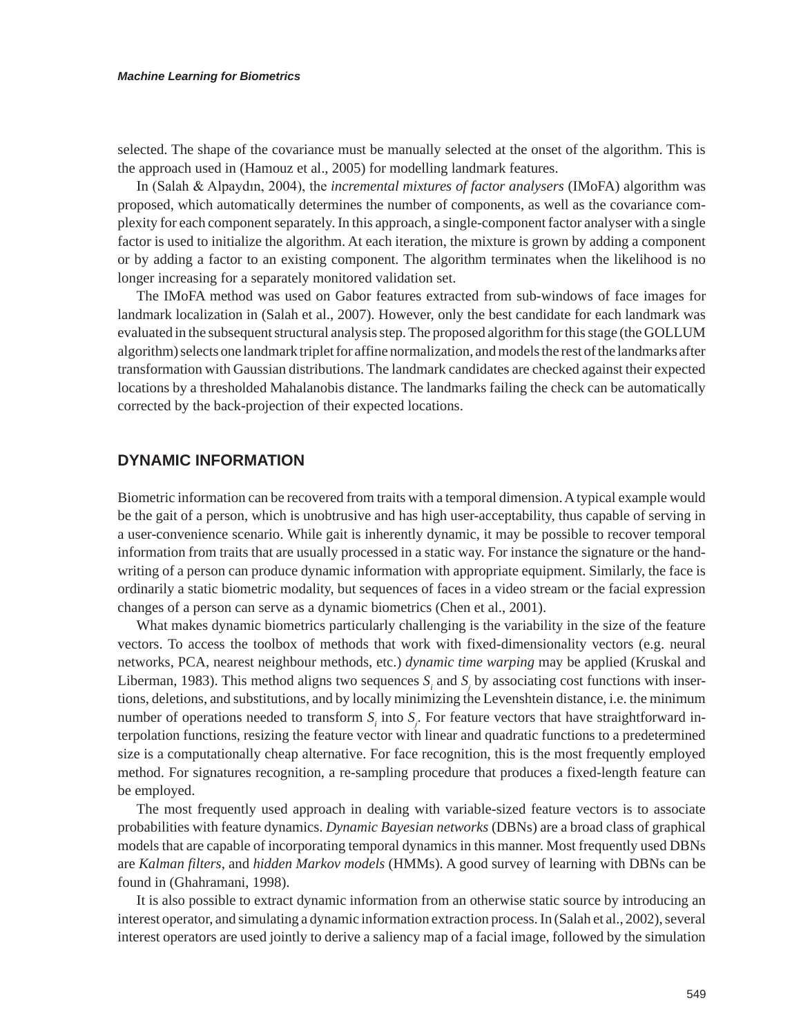selected. The shape of the covariance must be manually selected at the onset of the algorithm. This is the approach used in (Hamouz et al., 2005) for modelling landmark features.

In (Salah & Alpaydın, 2004), the *incremental mixtures of factor analysers* (IMoFA) algorithm was proposed, which automatically determines the number of components, as well as the covariance complexity for each component separately. In this approach, a single-component factor analyser with a single factor is used to initialize the algorithm. At each iteration, the mixture is grown by adding a component or by adding a factor to an existing component. The algorithm terminates when the likelihood is no longer increasing for a separately monitored validation set.

The IMoFA method was used on Gabor features extracted from sub-windows of face images for landmark localization in (Salah et al., 2007). However, only the best candidate for each landmark was evaluated in the subsequent structural analysis step. The proposed algorithm for this stage (the GOLLUM algorithm) selects one landmark triplet for affine normalization, and models the rest of the landmarks after transformation with Gaussian distributions. The landmark candidates are checked against their expected locations by a thresholded Mahalanobis distance. The landmarks failing the check can be automatically corrected by the back-projection of their expected locations.

## DYNAMIC INFORMATION

Biometric information can be recovered from traits with a temporal dimension. A typical example would be the gait of a person, which is unobtrusive and has high user-acceptability, thus capable of serving in a user-convenience scenario. While gait is inherently dynamic, it may be possible to recover temporal information from traits that are usually processed in a static way. For instance the signature or the handwriting of a person can produce dynamic information with appropriate equipment. Similarly, the face is ordinarily a static biometric modality, but sequences of faces in a video stream or the facial expression changes of a person can serve as a dynamic biometrics (Chen et al., 2001).

What makes dynamic biometrics particularly challenging is the variability in the size of the feature vectors. To access the toolbox of methods that work with fixed-dimensionality vectors (e.g. neural networks, PCA, nearest neighbour methods, etc.) *dynamic time warping* may be applied (Kruskal and Liberman, 1983). This method aligns two sequences $S_i$ and $S_j$ by associating cost functions with insertions, deletions, and substitutions, and by locally minimizing the Levenshtein distance, i.e. the minimum number of operations needed to transform $S_i$ into $S_j$. For feature vectors that have straightforward interpolation functions, resizing the feature vector with linear and quadratic functions to a predetermined size is a computationally cheap alternative. For face recognition, this is the most frequently employed method. For signatures recognition, a re-sampling procedure that produces a fixed-length feature can be employed.

The most frequently used approach in dealing with variable-sized feature vectors is to associate probabilities with feature dynamics. *Dynamic Bayesian networks* (DBNs) are a broad class of graphical models that are capable of incorporating temporal dynamics in this manner. Most frequently used DBNs are *Kalman filters*, and *hidden Markov models* (HMMs). A good survey of learning with DBNs can be found in (Ghahramani, 1998).

It is also possible to extract dynamic information from an otherwise static source by introducing an interest operator, and simulating a dynamic information extraction process. In (Salah et al., 2002), several interest operators are used jointly to derive a saliency map of a facial image, followed by the simulation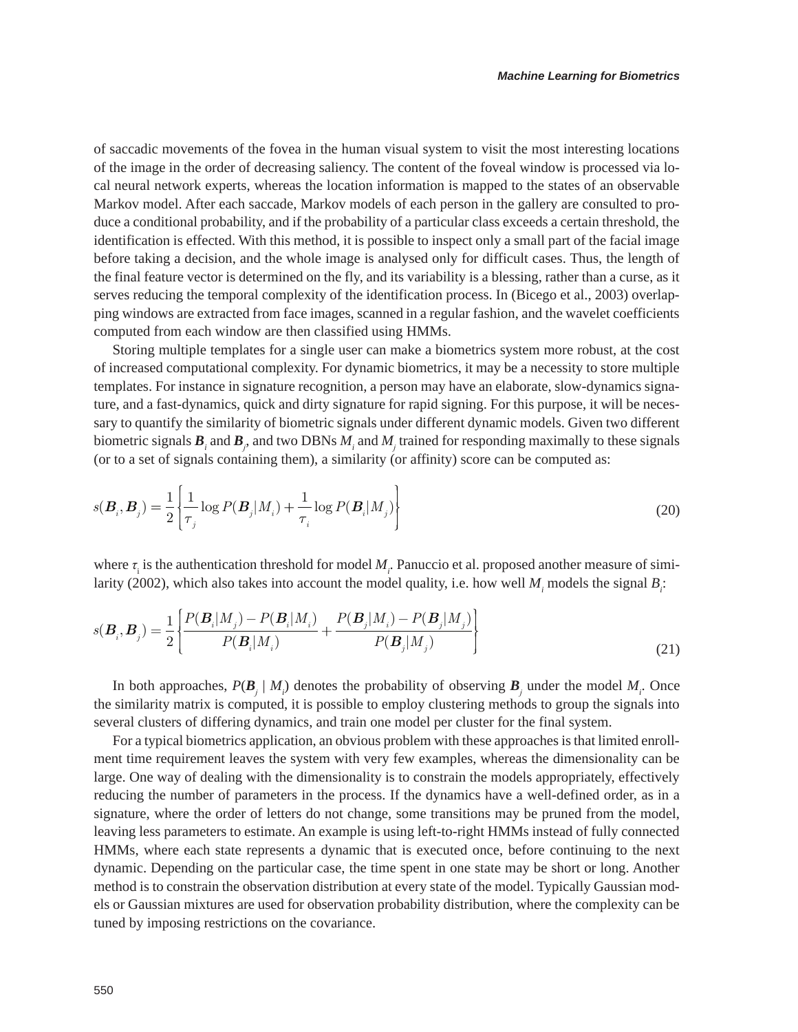of saccadic movements of the fovea in the human visual system to visit the most interesting locations of the image in the order of decreasing saliency. The content of the foveal window is processed via local neural network experts, whereas the location information is mapped to the states of an observable Markov model. After each saccade, Markov models of each person in the gallery are consulted to produce a conditional probability, and if the probability of a particular class exceeds a certain threshold, the identification is effected. With this method, it is possible to inspect only a small part of the facial image before taking a decision, and the whole image is analysed only for difficult cases. Thus, the length of the final feature vector is determined on the fly, and its variability is a blessing, rather than a curse, as it serves reducing the temporal complexity of the identification process. In (Bicego et al., 2003) overlapping windows are extracted from face images, scanned in a regular fashion, and the wavelet coefficients computed from each window are then classified using HMMs.

Storing multiple templates for a single user can make a biometrics system more robust, at the cost of increased computational complexity. For dynamic biometrics, it may be a necessity to store multiple templates. For instance in signature recognition, a person may have an elaborate, slow-dynamics signature, and a fast-dynamics, quick and dirty signature for rapid signing. For this purpose, it will be necessary to quantify the similarity of biometric signals under different dynamic models. Given two different biometric signals $\boldsymbol{B}_i$ and $\boldsymbol{B}_j$, and two DBNs $M_i$ and $M_j$ trained for responding maximally to these signals (or to a set of signals containing them), a similarity (or affinity) score can be computed as:

$$s(\boldsymbol{B}_i, \boldsymbol{B}_j) = \frac{1}{2}\left\{\frac{1}{\tau_j}\log P(\boldsymbol{B}_j|M_i) + \frac{1}{\tau_i}\log P(\boldsymbol{B}_i|M_j)\right\} \tag{20}$$

where $\tau_i$ is the authentication threshold for model $M_i$. Panuccio et al. proposed another measure of similarity (2002), which also takes into account the model quality, i.e. how well $M_i$ models the signal $B_i$:

$$s(\boldsymbol{B}_i, \boldsymbol{B}_j) = \frac{1}{2}\left\{\frac{P(\boldsymbol{B}_i|M_j) - P(\boldsymbol{B}_i|M_i)}{P(\boldsymbol{B}_i|M_i)} + \frac{P(\boldsymbol{B}_j|M_i) - P(\boldsymbol{B}_j|M_j)}{P(\boldsymbol{B}_j|M_j)}\right\} \tag{21}$$

In both approaches, $P(\boldsymbol{B}_j \mid M_i)$ denotes the probability of observing $\boldsymbol{B}_j$ under the model $M_i$. Once the similarity matrix is computed, it is possible to employ clustering methods to group the signals into several clusters of differing dynamics, and train one model per cluster for the final system.

For a typical biometrics application, an obvious problem with these approaches is that limited enrollment time requirement leaves the system with very few examples, whereas the dimensionality can be large. One way of dealing with the dimensionality is to constrain the models appropriately, effectively reducing the number of parameters in the process. If the dynamics have a well-defined order, as in a signature, where the order of letters do not change, some transitions may be pruned from the model, leaving less parameters to estimate. An example is using left-to-right HMMs instead of fully connected HMMs, where each state represents a dynamic that is executed once, before continuing to the next dynamic. Depending on the particular case, the time spent in one state may be short or long. Another method is to constrain the observation distribution at every state of the model. Typically Gaussian models or Gaussian mixtures are used for observation probability distribution, where the complexity can be tuned by imposing restrictions on the covariance.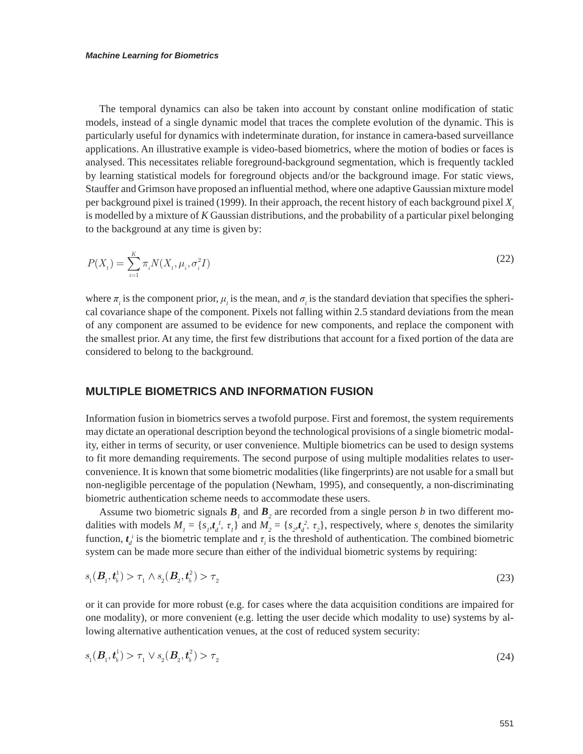The temporal dynamics can also be taken into account by constant online modification of static models, instead of a single dynamic model that traces the complete evolution of the dynamic. This is particularly useful for dynamics with indeterminate duration, for instance in camera-based surveillance applications. An illustrative example is video-based biometrics, where the motion of bodies or faces is analysed. This necessitates reliable foreground-background segmentation, which is frequently tackled by learning statistical models for foreground objects and/or the background image. For static views, Stauffer and Grimson have proposed an influential method, where one adaptive Gaussian mixture model per background pixel is trained (1999). In their approach, the recent history of each background pixel $X_t$ is modelled by a mixture of $K$ Gaussian distributions, and the probability of a particular pixel belonging to the background at any time is given by:

$$P(X_t) = \sum_{i=1}^{K} \pi_i N(X_t, \mu_i, \sigma_i^2 I) \tag{22}$$

where $\pi_i$ is the component prior, $\mu_i$ is the mean, and $\sigma_i$ is the standard deviation that specifies the spherical covariance shape of the component. Pixels not falling within 2.5 standard deviations from the mean of any component are assumed to be evidence for new components, and replace the component with the smallest prior. At any time, the first few distributions that account for a fixed portion of the data are considered to belong to the background.

## MULTIPLE BIOMETRICS AND INFORMATION FUSION

Information fusion in biometrics serves a twofold purpose. First and foremost, the system requirements may dictate an operational description beyond the technological provisions of a single biometric modality, either in terms of security, or user convenience. Multiple biometrics can be used to design systems to fit more demanding requirements. The second purpose of using multiple modalities relates to user-convenience. It is known that some biometric modalities (like fingerprints) are not usable for a small but non-negligible percentage of the population (Newham, 1995), and consequently, a non-discriminating biometric authentication scheme needs to accommodate these users.

Assume two biometric signals $\boldsymbol{B}_1$ and $\boldsymbol{B}_2$ are recorded from a single person $b$ in two different modalities with models $M_1 = \{s_1, \boldsymbol{t}_d^1, \tau_1\}$ and $M_2 = \{s_2, \boldsymbol{t}_d^2, \tau_2\}$, respectively, where $s_i$ denotes the similarity function, $\boldsymbol{t}_d^i$ is the biometric template and $\tau_i$ is the threshold of authentication. The combined biometric system can be made more secure than either of the individual biometric systems by requiring:

$$s_1(\boldsymbol{B}_1, \boldsymbol{t}_b^1) > \tau_1 \wedge s_2(\boldsymbol{B}_2, \boldsymbol{t}_b^2) > \tau_2 \tag{23}$$

or it can provide for more robust (e.g. for cases where the data acquisition conditions are impaired for one modality), or more convenient (e.g. letting the user decide which modality to use) systems by allowing alternative authentication venues, at the cost of reduced system security:

$$s_1(\boldsymbol{B}_1, \boldsymbol{t}_b^1) > \tau_1 \vee s_2(\boldsymbol{B}_2, \boldsymbol{t}_b^2) > \tau_2 \tag{24}$$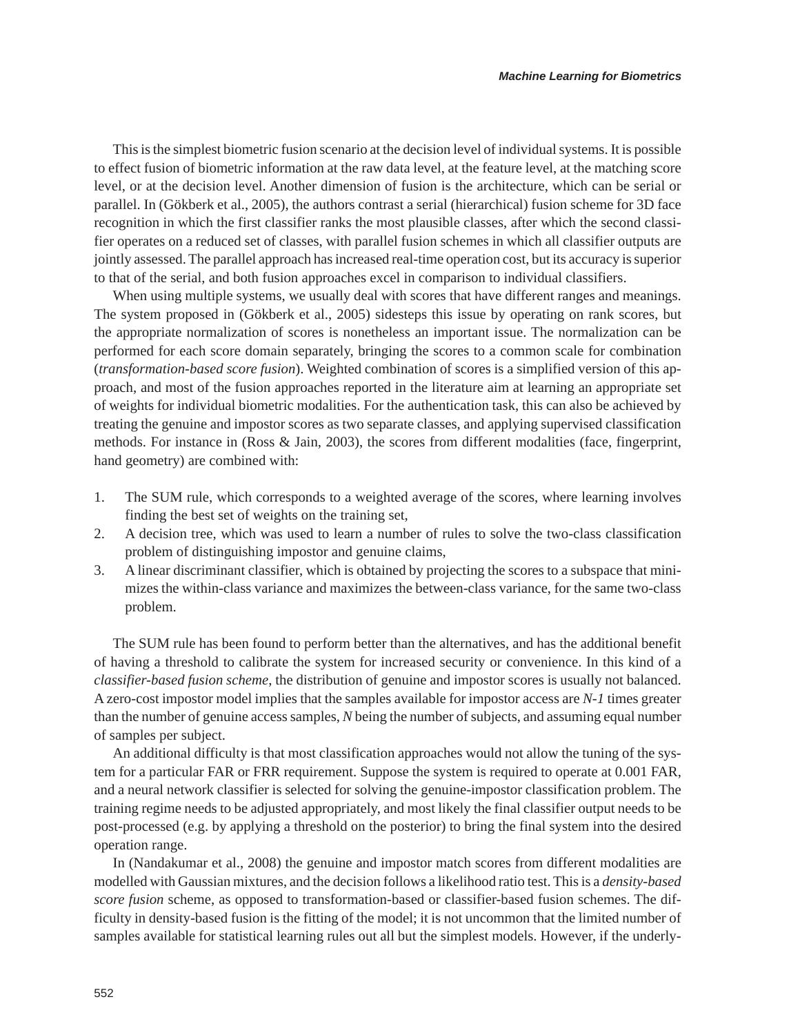This is the simplest biometric fusion scenario at the decision level of individual systems. It is possible to effect fusion of biometric information at the raw data level, at the feature level, at the matching score level, or at the decision level. Another dimension of fusion is the architecture, which can be serial or parallel. In (Gökberk et al., 2005), the authors contrast a serial (hierarchical) fusion scheme for 3D face recognition in which the first classifier ranks the most plausible classes, after which the second classifier operates on a reduced set of classes, with parallel fusion schemes in which all classifier outputs are jointly assessed. The parallel approach has increased real-time operation cost, but its accuracy is superior to that of the serial, and both fusion approaches excel in comparison to individual classifiers.

When using multiple systems, we usually deal with scores that have different ranges and meanings. The system proposed in (Gökberk et al., 2005) sidesteps this issue by operating on rank scores, but the appropriate normalization of scores is nonetheless an important issue. The normalization can be performed for each score domain separately, bringing the scores to a common scale for combination (*transformation-based score fusion*). Weighted combination of scores is a simplified version of this approach, and most of the fusion approaches reported in the literature aim at learning an appropriate set of weights for individual biometric modalities. For the authentication task, this can also be achieved by treating the genuine and impostor scores as two separate classes, and applying supervised classification methods. For instance in (Ross & Jain, 2003), the scores from different modalities (face, fingerprint, hand geometry) are combined with:

1. The SUM rule, which corresponds to a weighted average of the scores, where learning involves finding the best set of weights on the training set,
2. A decision tree, which was used to learn a number of rules to solve the two-class classification problem of distinguishing impostor and genuine claims,
3. A linear discriminant classifier, which is obtained by projecting the scores to a subspace that minimizes the within-class variance and maximizes the between-class variance, for the same two-class problem.

The SUM rule has been found to perform better than the alternatives, and has the additional benefit of having a threshold to calibrate the system for increased security or convenience. In this kind of a *classifier-based fusion scheme*, the distribution of genuine and impostor scores is usually not balanced. A zero-cost impostor model implies that the samples available for impostor access are *N-1* times greater than the number of genuine access samples, *N* being the number of subjects, and assuming equal number of samples per subject.

An additional difficulty is that most classification approaches would not allow the tuning of the system for a particular FAR or FRR requirement. Suppose the system is required to operate at 0.001 FAR, and a neural network classifier is selected for solving the genuine-impostor classification problem. The training regime needs to be adjusted appropriately, and most likely the final classifier output needs to be post-processed (e.g. by applying a threshold on the posterior) to bring the final system into the desired operation range.

In (Nandakumar et al., 2008) the genuine and impostor match scores from different modalities are modelled with Gaussian mixtures, and the decision follows a likelihood ratio test. This is a *density-based score fusion* scheme, as opposed to transformation-based or classifier-based fusion schemes. The difficulty in density-based fusion is the fitting of the model; it is not uncommon that the limited number of samples available for statistical learning rules out all but the simplest models. However, if the underly-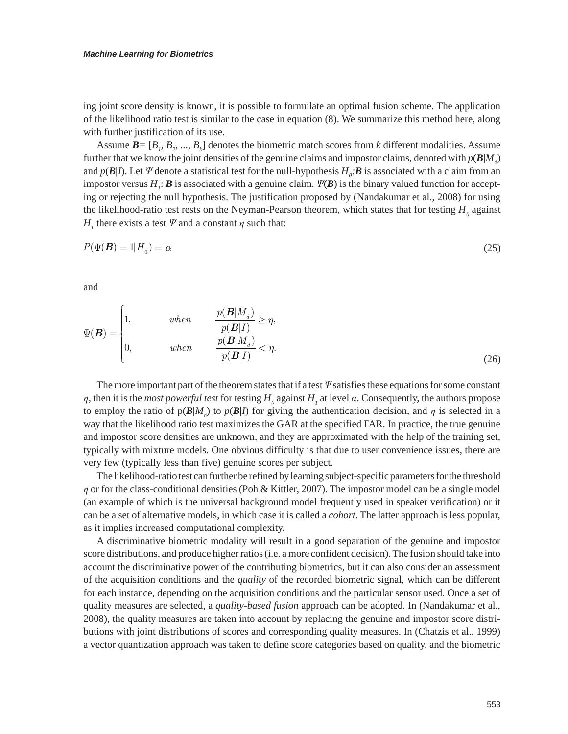ing joint score density is known, it is possible to formulate an optimal fusion scheme. The application of the likelihood ratio test is similar to the case in equation (8). We summarize this method here, along with further justification of its use.

Assume $\boldsymbol{B} = [B_1, B_2, ..., B_k]$ denotes the biometric match scores from $k$ different modalities. Assume further that we know the joint densities of the genuine claims and impostor claims, denoted with $p(\boldsymbol{B}|M_d)$ and $p(\boldsymbol{B}|I)$. Let $\Psi$ denote a statistical test for the null-hypothesis $H_0$:$\boldsymbol{B}$ is associated with a claim from an impostor versus $H_1$: $\boldsymbol{B}$ is associated with a genuine claim. $\Psi(\boldsymbol{B})$ is the binary valued function for accepting or rejecting the null hypothesis. The justification proposed by (Nandakumar et al., 2008) for using the likelihood-ratio test rests on the Neyman-Pearson theorem, which states that for testing $H_0$ against $H_1$ there exists a test $\Psi$ and a constant $\eta$ such that:

$$P(\Psi(\boldsymbol{B}) = 1 | H_0) = \alpha \tag{25}$$

and

$$\Psi(\boldsymbol{B}) = \begin{cases} 1, & when \quad \dfrac{p(\boldsymbol{B}|M_d)}{p(\boldsymbol{B}|I)} \geq \eta, \\ 0, & when \quad \dfrac{p(\boldsymbol{B}|M_d)}{p(\boldsymbol{B}|I)} < \eta. \end{cases} \tag{26}$$

The more important part of the theorem states that if a test $\Psi$ satisfies these equations for some constant $\eta$, then it is the *most powerful test* for testing $H_0$ against $H_1$ at level $\alpha$. Consequently, the authors propose to employ the ratio of $p(\boldsymbol{B}|M_d)$ to $p(\boldsymbol{B}|I)$ for giving the authentication decision, and $\eta$ is selected in a way that the likelihood ratio test maximizes the GAR at the specified FAR. In practice, the true genuine and impostor score densities are unknown, and they are approximated with the help of the training set, typically with mixture models. One obvious difficulty is that due to user convenience issues, there are very few (typically less than five) genuine scores per subject.

The likelihood-ratio test can further be refined by learning subject-specific parameters for the threshold $\eta$ or for the class-conditional densities (Poh & Kittler, 2007). The impostor model can be a single model (an example of which is the universal background model frequently used in speaker verification) or it can be a set of alternative models, in which case it is called a *cohort*. The latter approach is less popular, as it implies increased computational complexity.

A discriminative biometric modality will result in a good separation of the genuine and impostor score distributions, and produce higher ratios (i.e. a more confident decision). The fusion should take into account the discriminative power of the contributing biometrics, but it can also consider an assessment of the acquisition conditions and the *quality* of the recorded biometric signal, which can be different for each instance, depending on the acquisition conditions and the particular sensor used. Once a set of quality measures are selected, a *quality-based fusion* approach can be adopted. In (Nandakumar et al., 2008), the quality measures are taken into account by replacing the genuine and impostor score distributions with joint distributions of scores and corresponding quality measures. In (Chatzis et al., 1999) a vector quantization approach was taken to define score categories based on quality, and the biometric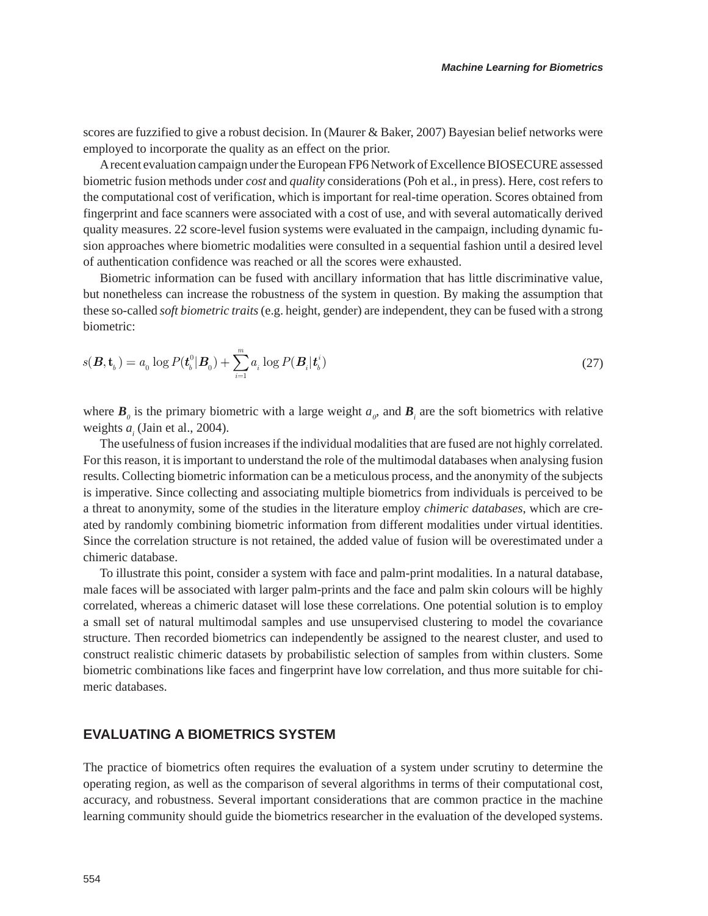scores are fuzzified to give a robust decision. In (Maurer & Baker, 2007) Bayesian belief networks were employed to incorporate the quality as an effect on the prior.

A recent evaluation campaign under the European FP6 Network of Excellence BIOSECURE assessed biometric fusion methods under *cost* and *quality* considerations (Poh et al., in press). Here, cost refers to the computational cost of verification, which is important for real-time operation. Scores obtained from fingerprint and face scanners were associated with a cost of use, and with several automatically derived quality measures. 22 score-level fusion systems were evaluated in the campaign, including dynamic fusion approaches where biometric modalities were consulted in a sequential fashion until a desired level of authentication confidence was reached or all the scores were exhausted.

Biometric information can be fused with ancillary information that has little discriminative value, but nonetheless can increase the robustness of the system in question. By making the assumption that these so-called *soft biometric traits* (e.g. height, gender) are independent, they can be fused with a strong biometric:

$$s(\boldsymbol{B}, \mathbf{t}_b) = a_0 \log P(\boldsymbol{t}_b^0 | \boldsymbol{B}_0) + \sum_{i=1}^{m} a_i \log P(\boldsymbol{B}_i | \boldsymbol{t}_b^i) \tag{27}$$

where $\boldsymbol{B}_0$ is the primary biometric with a large weight $a_0$, and $\boldsymbol{B}_i$ are the soft biometrics with relative weights $a_i$ (Jain et al., 2004).

The usefulness of fusion increases if the individual modalities that are fused are not highly correlated. For this reason, it is important to understand the role of the multimodal databases when analysing fusion results. Collecting biometric information can be a meticulous process, and the anonymity of the subjects is imperative. Since collecting and associating multiple biometrics from individuals is perceived to be a threat to anonymity, some of the studies in the literature employ *chimeric databases*, which are created by randomly combining biometric information from different modalities under virtual identities. Since the correlation structure is not retained, the added value of fusion will be overestimated under a chimeric database.

To illustrate this point, consider a system with face and palm-print modalities. In a natural database, male faces will be associated with larger palm-prints and the face and palm skin colours will be highly correlated, whereas a chimeric dataset will lose these correlations. One potential solution is to employ a small set of natural multimodal samples and use unsupervised clustering to model the covariance structure. Then recorded biometrics can independently be assigned to the nearest cluster, and used to construct realistic chimeric datasets by probabilistic selection of samples from within clusters. Some biometric combinations like faces and fingerprint have low correlation, and thus more suitable for chimeric databases.

## EVALUATING A BIOMETRICS SYSTEM

The practice of biometrics often requires the evaluation of a system under scrutiny to determine the operating region, as well as the comparison of several algorithms in terms of their computational cost, accuracy, and robustness. Several important considerations that are common practice in the machine learning community should guide the biometrics researcher in the evaluation of the developed systems.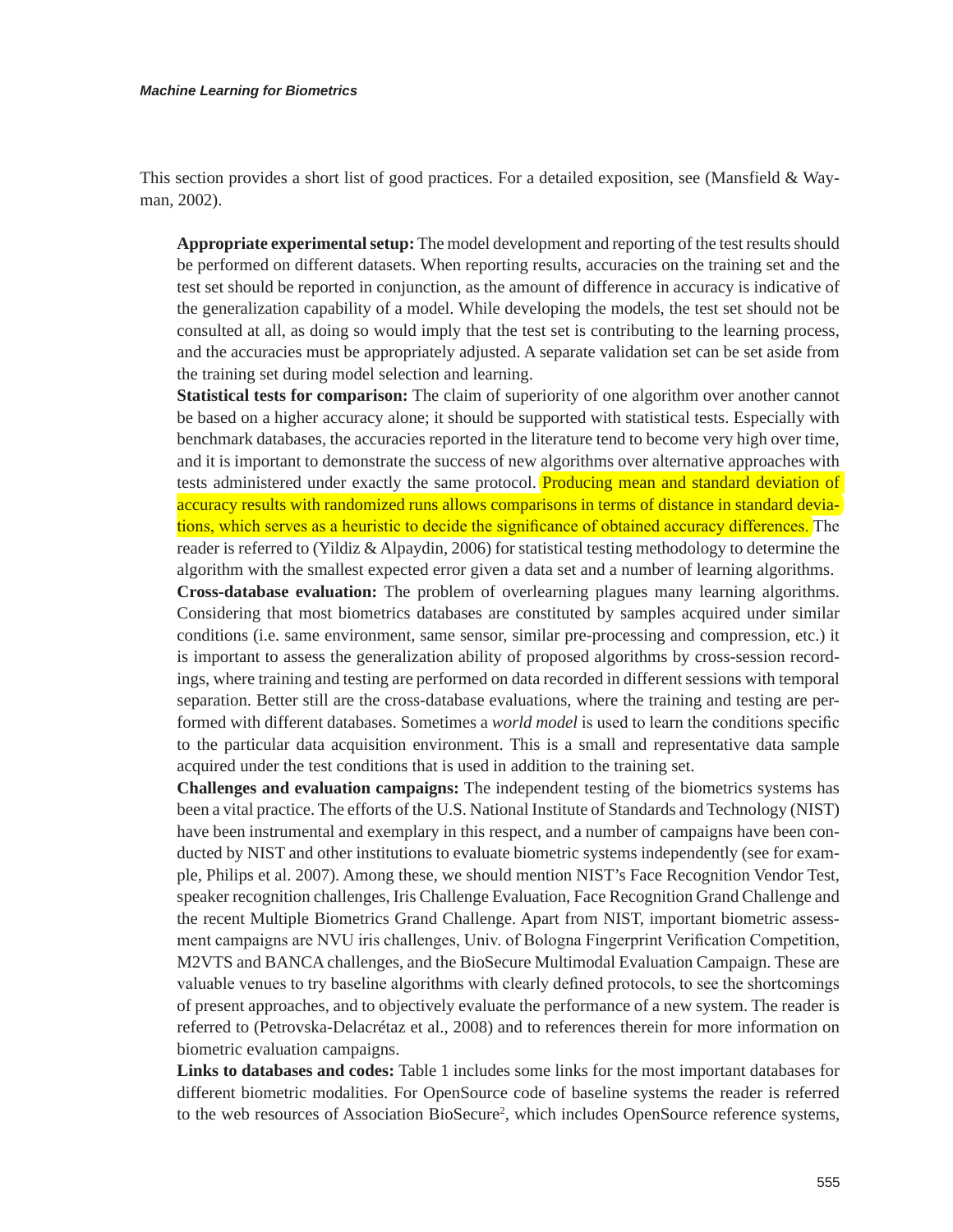This section provides a short list of good practices. For a detailed exposition, see (Mansfield & Wayman, 2002).

**Appropriate experimental setup:** The model development and reporting of the test results should be performed on different datasets. When reporting results, accuracies on the training set and the test set should be reported in conjunction, as the amount of difference in accuracy is indicative of the generalization capability of a model. While developing the models, the test set should not be consulted at all, as doing so would imply that the test set is contributing to the learning process, and the accuracies must be appropriately adjusted. A separate validation set can be set aside from the training set during model selection and learning.

**Statistical tests for comparison:** The claim of superiority of one algorithm over another cannot be based on a higher accuracy alone; it should be supported with statistical tests. Especially with benchmark databases, the accuracies reported in the literature tend to become very high over time, and it is important to demonstrate the success of new algorithms over alternative approaches with tests administered under exactly the same protocol. Producing mean and standard deviation of accuracy results with randomized runs allows comparisons in terms of distance in standard deviations, which serves as a heuristic to decide the significance of obtained accuracy differences. The reader is referred to (Yildiz & Alpaydin, 2006) for statistical testing methodology to determine the algorithm with the smallest expected error given a data set and a number of learning algorithms.

**Cross-database evaluation:** The problem of overlearning plagues many learning algorithms. Considering that most biometrics databases are constituted by samples acquired under similar conditions (i.e. same environment, same sensor, similar pre-processing and compression, etc.) it is important to assess the generalization ability of proposed algorithms by cross-session recordings, where training and testing are performed on data recorded in different sessions with temporal separation. Better still are the cross-database evaluations, where the training and testing are performed with different databases. Sometimes a *world model* is used to learn the conditions specific to the particular data acquisition environment. This is a small and representative data sample acquired under the test conditions that is used in addition to the training set.

**Challenges and evaluation campaigns:** The independent testing of the biometrics systems has been a vital practice. The efforts of the U.S. National Institute of Standards and Technology (NIST) have been instrumental and exemplary in this respect, and a number of campaigns have been conducted by NIST and other institutions to evaluate biometric systems independently (see for example, Philips et al. 2007). Among these, we should mention NIST's Face Recognition Vendor Test, speaker recognition challenges, Iris Challenge Evaluation, Face Recognition Grand Challenge and the recent Multiple Biometrics Grand Challenge. Apart from NIST, important biometric assessment campaigns are NVU iris challenges, Univ. of Bologna Fingerprint Verification Competition, M2VTS and BANCA challenges, and the BioSecure Multimodal Evaluation Campaign. These are valuable venues to try baseline algorithms with clearly defined protocols, to see the shortcomings of present approaches, and to objectively evaluate the performance of a new system. The reader is referred to (Petrovska-Delacrétaz et al., 2008) and to references therein for more information on biometric evaluation campaigns.

**Links to databases and codes:** Table 1 includes some links for the most important databases for different biometric modalities. For OpenSource code of baseline systems the reader is referred to the web resources of Association BioSecure[2], which includes OpenSource reference systems,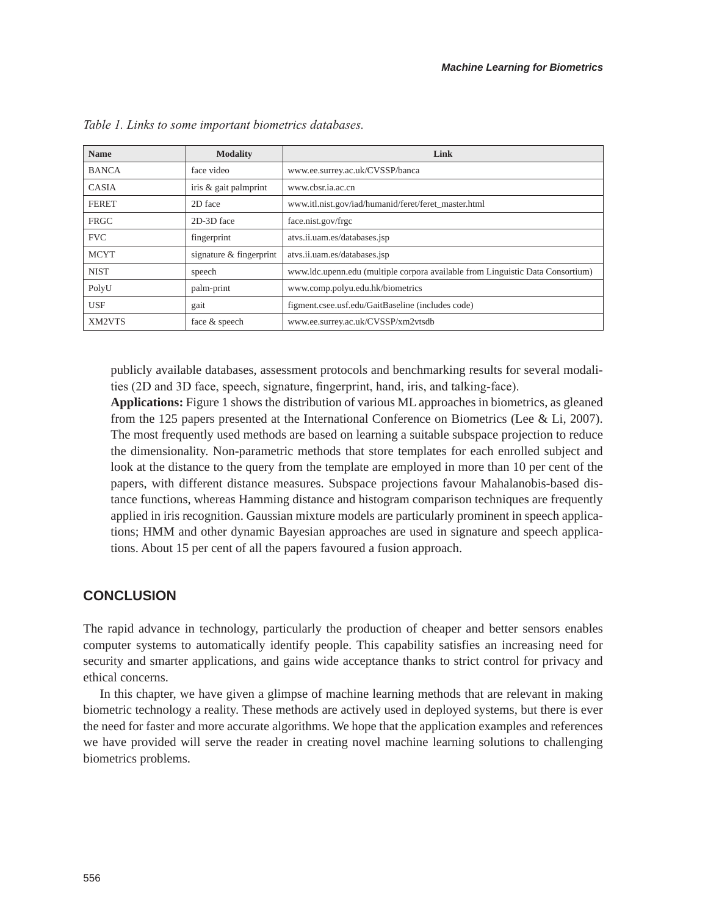*Table 1. Links to some important biometrics databases.*

| Name | Modality | Link |
| --- | --- | --- |
| BANCA | face video | www.ee.surrey.ac.uk/CVSSP/banca |
| CASIA | iris & gait palmprint | www.cbsr.ia.ac.cn |
| FERET | 2D face | www.itl.nist.gov/iad/humanid/feret/feret_master.html |
| FRGC | 2D-3D face | face.nist.gov/frgc |
| FVC | fingerprint | atvs.ii.uam.es/databases.jsp |
| MCYT | signature & fingerprint | atvs.ii.uam.es/databases.jsp |
| NIST | speech | www.ldc.upenn.edu (multiple corpora available from Linguistic Data Consortium) |
| PolyU | palm-print | www.comp.polyu.edu.hk/biometrics |
| USF | gait | figment.csee.usf.edu/GaitBaseline (includes code) |
| XM2VTS | face & speech | www.ee.surrey.ac.uk/CVSSP/xm2vtsdb |

publicly available databases, assessment protocols and benchmarking results for several modalities (2D and 3D face, speech, signature, fingerprint, hand, iris, and talking-face).

**Applications:** Figure 1 shows the distribution of various ML approaches in biometrics, as gleaned from the 125 papers presented at the International Conference on Biometrics (Lee & Li, 2007). The most frequently used methods are based on learning a suitable subspace projection to reduce the dimensionality. Non-parametric methods that store templates for each enrolled subject and look at the distance to the query from the template are employed in more than 10 per cent of the papers, with different distance measures. Subspace projections favour Mahalanobis-based distance functions, whereas Hamming distance and histogram comparison techniques are frequently applied in iris recognition. Gaussian mixture models are particularly prominent in speech applications; HMM and other dynamic Bayesian approaches are used in signature and speech applications. About 15 per cent of all the papers favoured a fusion approach.

## CONCLUSION

The rapid advance in technology, particularly the production of cheaper and better sensors enables computer systems to automatically identify people. This capability satisfies an increasing need for security and smarter applications, and gains wide acceptance thanks to strict control for privacy and ethical concerns.

In this chapter, we have given a glimpse of machine learning methods that are relevant in making biometric technology a reality. These methods are actively used in deployed systems, but there is ever the need for faster and more accurate algorithms. We hope that the application examples and references we have provided will serve the reader in creating novel machine learning solutions to challenging biometrics problems.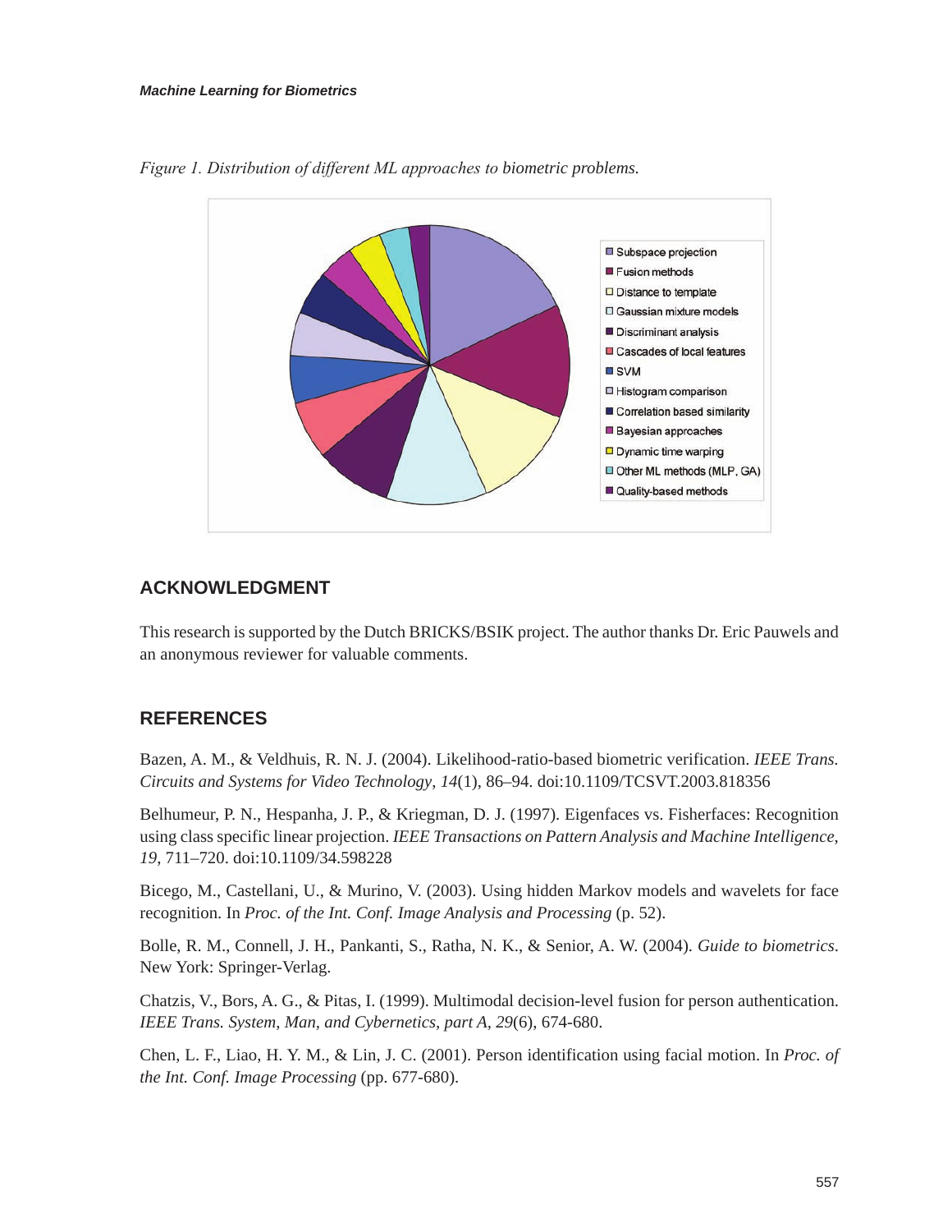Figure 1. Distribution of different ML approaches to biometric problems.

## ACKNOWLEDGMENT

This research is supported by the Dutch BRICKS/BSIK project. The author thanks Dr. Eric Pauwels and an anonymous reviewer for valuable comments.

## REFERENCES

Bazen, A. M., & Veldhuis, R. N. J. (2004). Likelihood-ratio-based biometric verification. *IEEE Trans. Circuits and Systems for Video Technology*, *14*(1), 86–94. doi:10.1109/TCSVT.2003.818356

Belhumeur, P. N., Hespanha, J. P., & Kriegman, D. J. (1997). Eigenfaces vs. Fisherfaces: Recognition using class specific linear projection. *IEEE Transactions on Pattern Analysis and Machine Intelligence*, *19*, 711–720. doi:10.1109/34.598228

Bicego, M., Castellani, U., & Murino, V. (2003). Using hidden Markov models and wavelets for face recognition. In *Proc. of the Int. Conf. Image Analysis and Processing* (p. 52).

Bolle, R. M., Connell, J. H., Pankanti, S., Ratha, N. K., & Senior, A. W. (2004). *Guide to biometrics*. New York: Springer-Verlag.

Chatzis, V., Bors, A. G., & Pitas, I. (1999). Multimodal decision-level fusion for person authentication. *IEEE Trans. System, Man, and Cybernetics, part A*, *29*(6), 674-680.

Chen, L. F., Liao, H. Y. M., & Lin, J. C. (2001). Person identification using facial motion. In *Proc. of the Int. Conf. Image Processing* (pp. 677-680).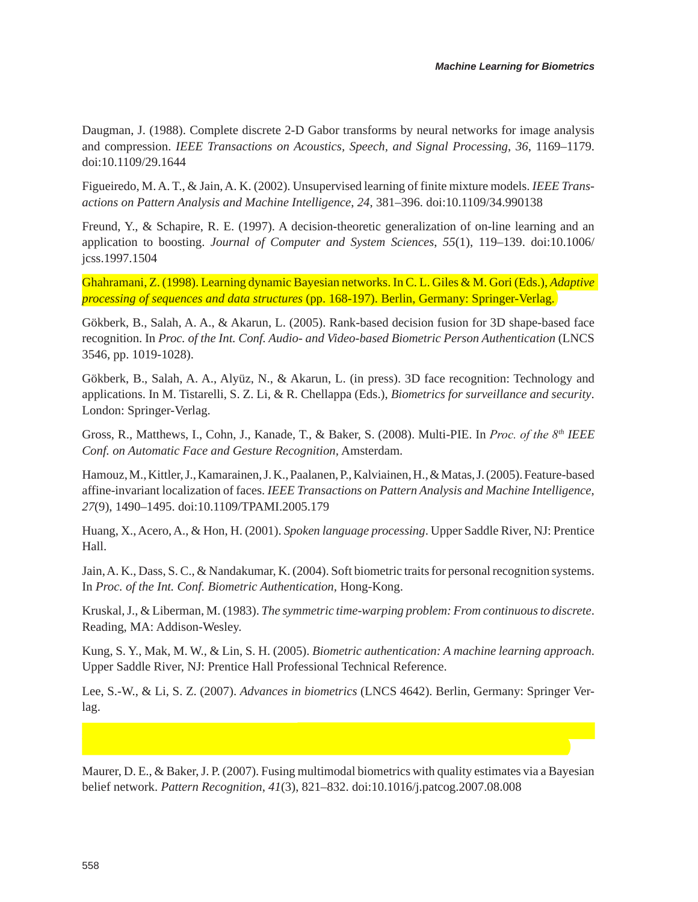Daugman, J. (1988). Complete discrete 2-D Gabor transforms by neural networks for image analysis and compression. *IEEE Transactions on Acoustics, Speech, and Signal Processing*, *36*, 1169–1179. doi:10.1109/29.1644

Figueiredo, M. A. T., & Jain, A. K. (2002). Unsupervised learning of finite mixture models. *IEEE Transactions on Pattern Analysis and Machine Intelligence*, *24*, 381–396. doi:10.1109/34.990138

Freund, Y., & Schapire, R. E. (1997). A decision-theoretic generalization of on-line learning and an application to boosting. *Journal of Computer and System Sciences*, *55*(1), 119–139. doi:10.1006/jcss.1997.1504

Ghahramani, Z. (1998). Learning dynamic Bayesian networks. In C. L. Giles & M. Gori (Eds.), *Adaptive processing of sequences and data structures* (pp. 168-197). Berlin, Germany: Springer-Verlag.

Gökberk, B., Salah, A. A., & Akarun, L. (2005). Rank-based decision fusion for 3D shape-based face recognition. In *Proc. of the Int. Conf. Audio- and Video-based Biometric Person Authentication* (LNCS 3546, pp. 1019-1028).

Gökberk, B., Salah, A. A., Alyüz, N., & Akarun, L. (in press). 3D face recognition: Technology and applications. In M. Tistarelli, S. Z. Li, & R. Chellappa (Eds.), *Biometrics for surveillance and security*. London: Springer-Verlag.

Gross, R., Matthews, I., Cohn, J., Kanade, T., & Baker, S. (2008). Multi-PIE. In *Proc. of the 8th IEEE Conf. on Automatic Face and Gesture Recognition*, Amsterdam.

Hamouz, M., Kittler, J., Kamarainen, J. K., Paalanen, P., Kalviainen, H., & Matas, J. (2005). Feature-based affine-invariant localization of faces. *IEEE Transactions on Pattern Analysis and Machine Intelligence*, *27*(9), 1490–1495. doi:10.1109/TPAMI.2005.179

Huang, X., Acero, A., & Hon, H. (2001). *Spoken language processing*. Upper Saddle River, NJ: Prentice Hall.

Jain, A. K., Dass, S. C., & Nandakumar, K. (2004). Soft biometric traits for personal recognition systems. In *Proc. of the Int. Conf. Biometric Authentication*, Hong-Kong.

Kruskal, J., & Liberman, M. (1983). *The symmetric time-warping problem: From continuous to discrete*. Reading, MA: Addison-Wesley.

Kung, S. Y., Mak, M. W., & Lin, S. H. (2005). *Biometric authentication: A machine learning approach*. Upper Saddle River, NJ: Prentice Hall Professional Technical Reference.

Lee, S.-W., & Li, S. Z. (2007). *Advances in biometrics* (LNCS 4642). Berlin, Germany: Springer Verlag.

Maurer, D. E., & Baker, J. P. (2007). Fusing multimodal biometrics with quality estimates via a Bayesian belief network. *Pattern Recognition*, *41*(3), 821–832. doi:10.1016/j.patcog.2007.08.008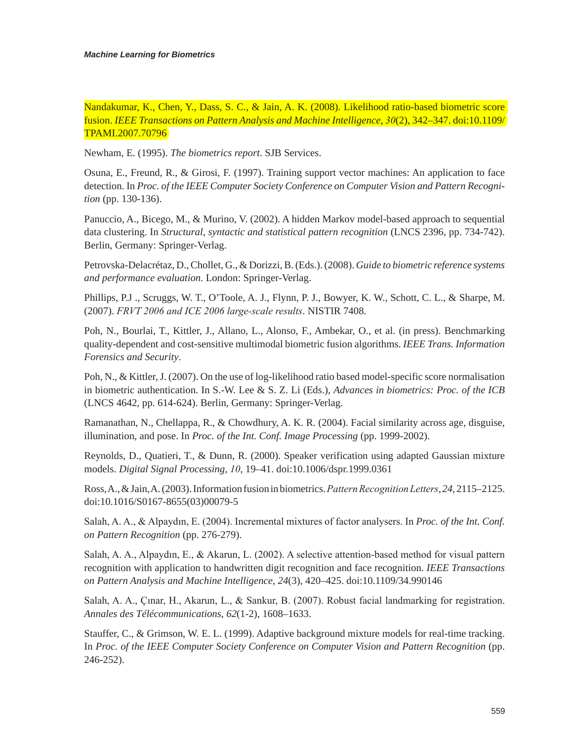Nandakumar, K., Chen, Y., Dass, S. C., & Jain, A. K. (2008). Likelihood ratio-based biometric score fusion. *IEEE Transactions on Pattern Analysis and Machine Intelligence*, *30*(2), 342–347. doi:10.1109/TPAMI.2007.70796

Newham, E. (1995). *The biometrics report*. SJB Services.

Osuna, E., Freund, R., & Girosi, F. (1997). Training support vector machines: An application to face detection. In *Proc. of the IEEE Computer Society Conference on Computer Vision and Pattern Recognition* (pp. 130-136).

Panuccio, A., Bicego, M., & Murino, V. (2002). A hidden Markov model-based approach to sequential data clustering. In *Structural, syntactic and statistical pattern recognition* (LNCS 2396, pp. 734-742). Berlin, Germany: Springer-Verlag.

Petrovska-Delacrétaz, D., Chollet, G., & Dorizzi, B. (Eds.). (2008). *Guide to biometric reference systems and performance evaluation.* London: Springer-Verlag.

Phillips, P.J ., Scruggs, W. T., O'Toole, A. J., Flynn, P. J., Bowyer, K. W., Schott, C. L., & Sharpe, M. (2007). *FRVT 2006 and ICE 2006 large-scale results*. NISTIR 7408.

Poh, N., Bourlai, T., Kittler, J., Allano, L., Alonso, F., Ambekar, O., et al. (in press). Benchmarking quality-dependent and cost-sensitive multimodal biometric fusion algorithms. *IEEE Trans. Information Forensics and Security*.

Poh, N., & Kittler, J. (2007). On the use of log-likelihood ratio based model-specific score normalisation in biometric authentication. In S.-W. Lee & S. Z. Li (Eds.), *Advances in biometrics: Proc. of the ICB* (LNCS 4642, pp. 614-624). Berlin, Germany: Springer-Verlag.

Ramanathan, N., Chellappa, R., & Chowdhury, A. K. R. (2004). Facial similarity across age, disguise, illumination, and pose. In *Proc. of the Int. Conf. Image Processing* (pp. 1999-2002).

Reynolds, D., Quatieri, T., & Dunn, R. (2000). Speaker verification using adapted Gaussian mixture models. *Digital Signal Processing*, *10*, 19–41. doi:10.1006/dspr.1999.0361

Ross, A., & Jain, A. (2003). Information fusion in biometrics. *Pattern Recognition Letters*, *24*, 2115–2125. doi:10.1016/S0167-8655(03)00079-5

Salah, A. A., & Alpaydın, E. (2004). Incremental mixtures of factor analysers. In *Proc. of the Int. Conf. on Pattern Recognition* (pp. 276-279).

Salah, A. A., Alpaydın, E., & Akarun, L. (2002). A selective attention-based method for visual pattern recognition with application to handwritten digit recognition and face recognition. *IEEE Transactions on Pattern Analysis and Machine Intelligence*, *24*(3), 420–425. doi:10.1109/34.990146

Salah, A. A., Çınar, H., Akarun, L., & Sankur, B. (2007). Robust facial landmarking for registration. *Annales des Télécommunications*, *62*(1-2), 1608–1633.

Stauffer, C., & Grimson, W. E. L. (1999). Adaptive background mixture models for real-time tracking. In *Proc. of the IEEE Computer Society Conference on Computer Vision and Pattern Recognition* (pp. 246-252).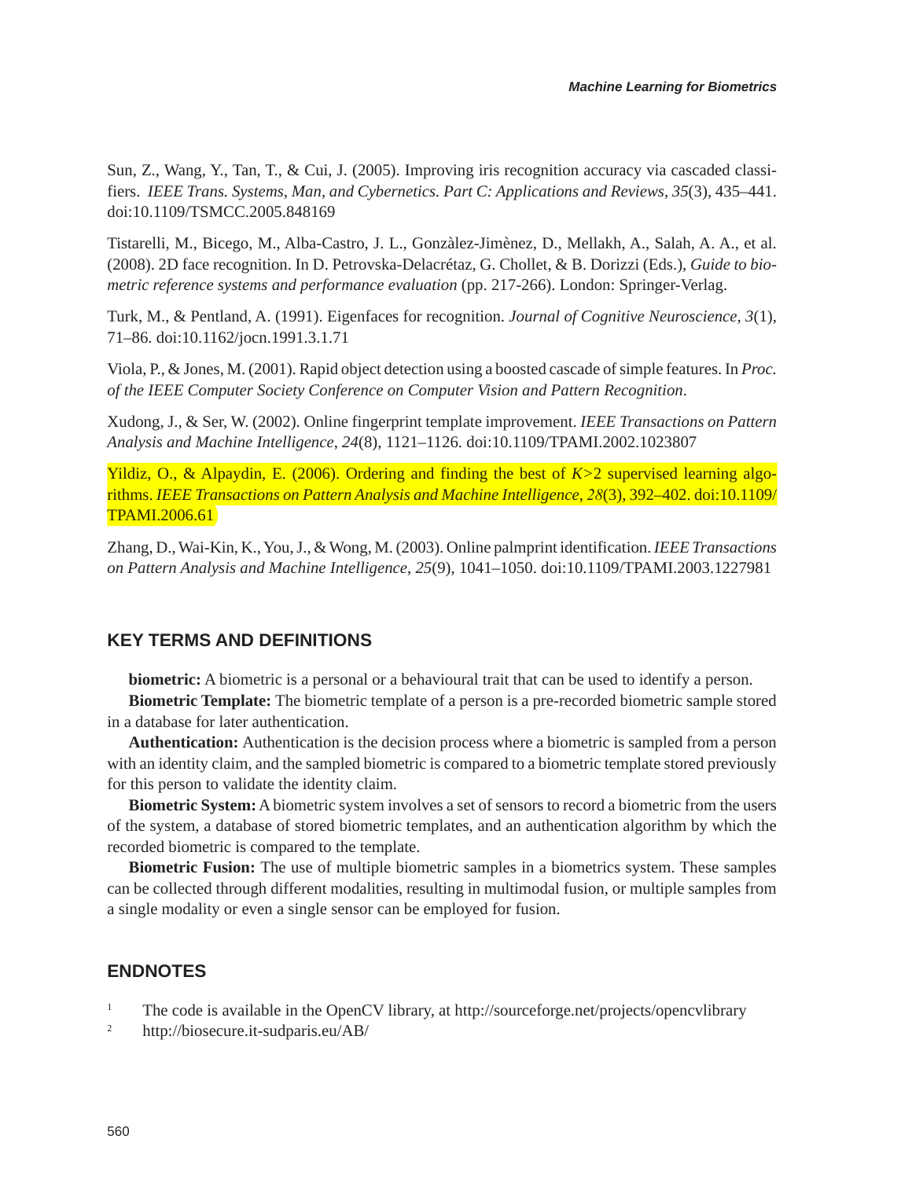Sun, Z., Wang, Y., Tan, T., & Cui, J. (2005). Improving iris recognition accuracy via cascaded classifiers. *IEEE Trans. Systems, Man, and Cybernetics. Part C: Applications and Reviews*, *35*(3), 435–441. doi:10.1109/TSMCC.2005.848169

Tistarelli, M., Bicego, M., Alba-Castro, J. L., Gonzàlez-Jimènez, D., Mellakh, A., Salah, A. A., et al. (2008). 2D face recognition. In D. Petrovska-Delacrétaz, G. Chollet, & B. Dorizzi (Eds.), *Guide to biometric reference systems and performance evaluation* (pp. 217-266). London: Springer-Verlag.

Turk, M., & Pentland, A. (1991). Eigenfaces for recognition. *Journal of Cognitive Neuroscience*, *3*(1), 71–86. doi:10.1162/jocn.1991.3.1.71

Viola, P., & Jones, M. (2001). Rapid object detection using a boosted cascade of simple features. In *Proc. of the IEEE Computer Society Conference on Computer Vision and Pattern Recognition*.

Xudong, J., & Ser, W. (2002). Online fingerprint template improvement. *IEEE Transactions on Pattern Analysis and Machine Intelligence*, *24*(8), 1121–1126. doi:10.1109/TPAMI.2002.1023807

Yildiz, O., & Alpaydin, E. (2006). Ordering and finding the best of $K>2$ supervised learning algorithms. *IEEE Transactions on Pattern Analysis and Machine Intelligence*, *28*(3), 392–402. doi:10.1109/TPAMI.2006.61

Zhang, D., Wai-Kin, K., You, J., & Wong, M. (2003). Online palmprint identification. *IEEE Transactions on Pattern Analysis and Machine Intelligence*, *25*(9), 1041–1050. doi:10.1109/TPAMI.2003.1227981

## KEY TERMS AND DEFINITIONS

**biometric:** A biometric is a personal or a behavioural trait that can be used to identify a person.

**Biometric Template:** The biometric template of a person is a pre-recorded biometric sample stored in a database for later authentication.

**Authentication:** Authentication is the decision process where a biometric is sampled from a person with an identity claim, and the sampled biometric is compared to a biometric template stored previously for this person to validate the identity claim.

**Biometric System:** A biometric system involves a set of sensors to record a biometric from the users of the system, a database of stored biometric templates, and an authentication algorithm by which the recorded biometric is compared to the template.

**Biometric Fusion:** The use of multiple biometric samples in a biometrics system. These samples can be collected through different modalities, resulting in multimodal fusion, or multiple samples from a single modality or even a single sensor can be employed for fusion.

## ENDNOTES

1. The code is available in the OpenCV library, at http://sourceforge.net/projects/opencvlibrary
2. http://biosecure.it-sudparis.eu/AB/